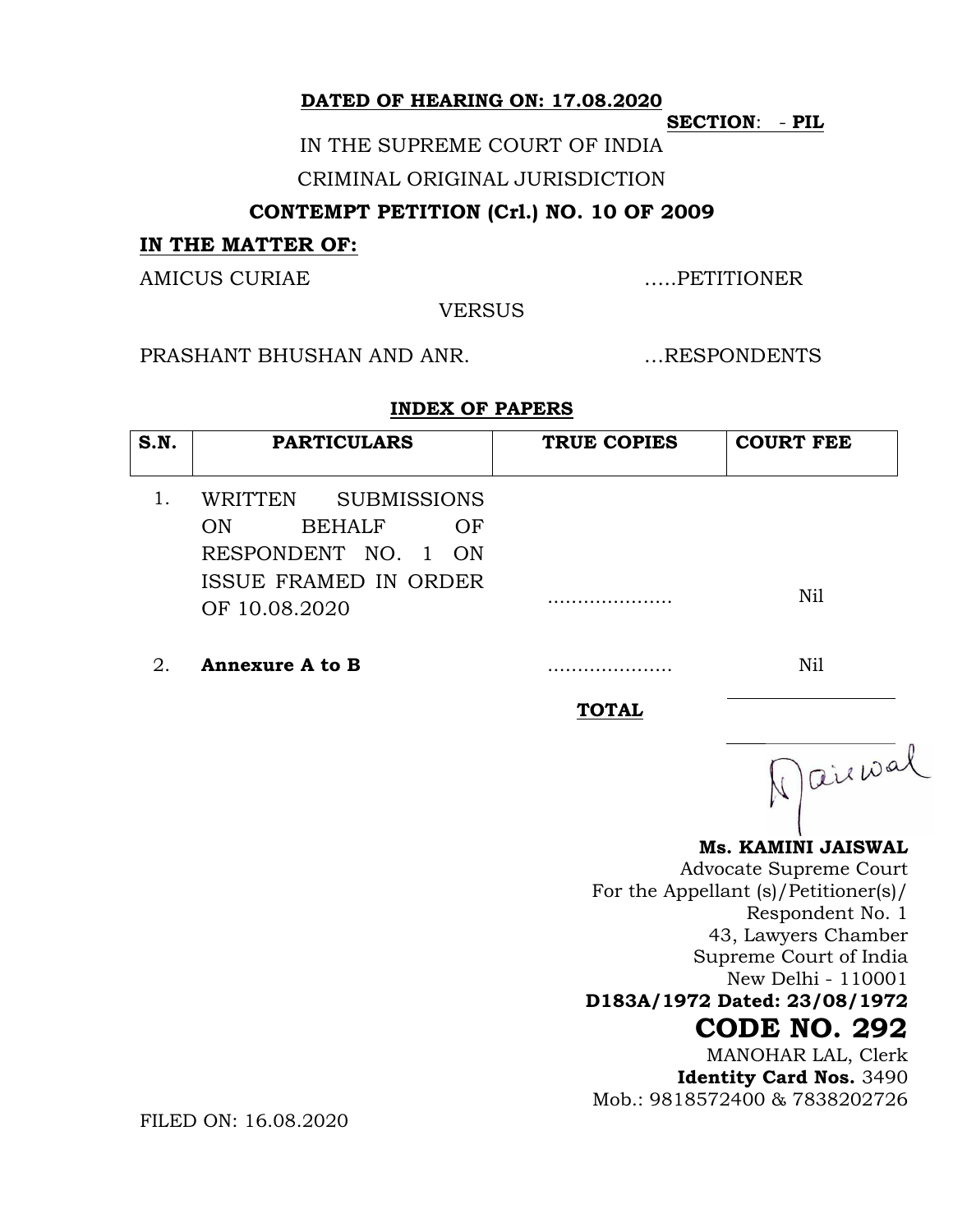**DATED OF HEARING ON: 17.08.2020**

**SECTION**: - **PIL**

IN THE SUPREME COURT OF INDIA

CRIMINAL ORIGINAL JURISDICTION

**CONTEMPT PETITION (Crl.) NO. 10 OF 2009**

**IN THE MATTER OF:**

AMICUS CURIAE .....PETITIONER

VERSUS

PRASHANT BHUSHAN AND ANR. ...RESPONDENTS

**INDEX OF PAPERS**

| S.N. | PARTICULARS | TRUE COPIES | COURT FEE |
|---|---|---|---|
| 1. | WRITTEN SUBMISSIONS ON BEHALF OF RESPONDENT NO. 1 ON ISSUE FRAMED IN ORDER OF 10.08.2020 | ..................... | Nil |
| 2. | **Annexure A to B** | ..................... | Nil |
| | | **TOTAL** | |

**Ms. KAMINI JAISWAL**
Advocate Supreme Court
For the Appellant (s)/Petitioner(s)/
Respondent No. 1
43, Lawyers Chamber
Supreme Court of India
New Delhi - 110001
**D183A/1972 Dated: 23/08/1972**
**CODE NO. 292**
MANOHAR LAL, Clerk
**Identity Card Nos.** 3490
Mob.: 9818572400 & 7838202726

FILED ON: 16.08.2020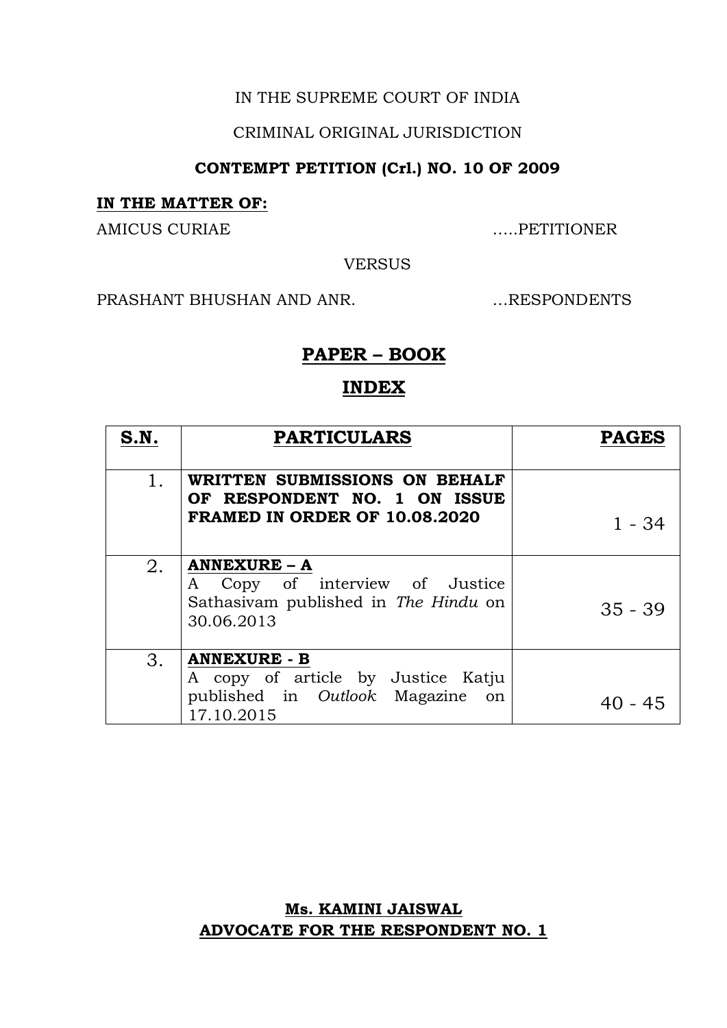IN THE SUPREME COURT OF INDIA

CRIMINAL ORIGINAL JURISDICTION

**CONTEMPT PETITION (Crl.) NO. 10 OF 2009**

**IN THE MATTER OF:**

AMICUS CURIAE .....PETITIONER

VERSUS

PRASHANT BHUSHAN AND ANR. ...RESPONDENTS

## PAPER – BOOK

## INDEX

| S.N. | PARTICULARS | PAGES |
|---|---|---|
| 1. | **WRITTEN SUBMISSIONS ON BEHALF OF RESPONDENT NO. 1 ON ISSUE FRAMED IN ORDER OF 10.08.2020** | 1 - 34 |
| 2. | **ANNEXURE – A** A Copy of interview of Justice Sathasivam published in *The Hindu* on 30.06.2013 | 35 - 39 |
| 3. | **ANNEXURE - B** A copy of article by Justice Katju published in *Outlook* Magazine on 17.10.2015 | 40 - 45 |

**Ms. KAMINI JAISWAL**
**ADVOCATE FOR THE RESPONDENT NO. 1**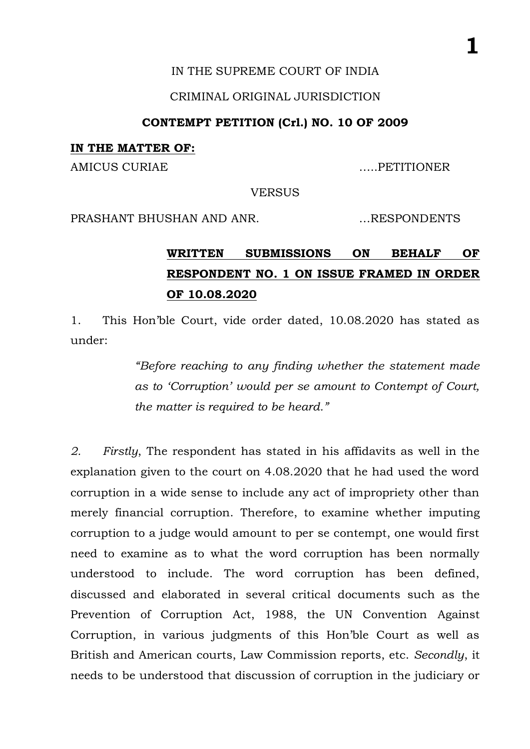IN THE SUPREME COURT OF INDIA

CRIMINAL ORIGINAL JURISDICTION

**CONTEMPT PETITION (Crl.) NO. 10 OF 2009**

**IN THE MATTER OF:**

AMICUS CURIAE .....PETITIONER

VERSUS

PRASHANT BHUSHAN AND ANR. ...RESPONDENTS

**WRITTEN SUBMISSIONS ON BEHALF OF RESPONDENT NO. 1 ON ISSUE FRAMED IN ORDER OF 10.08.2020**

1. This Hon'ble Court, vide order dated, 10.08.2020 has stated as under:

> *"Before reaching to any finding whether the statement made as to 'Corruption' would per se amount to Contempt of Court, the matter is required to be heard."*

*2.* *Firstly*, The respondent has stated in his affidavits as well in the explanation given to the court on 4.08.2020 that he had used the word corruption in a wide sense to include any act of impropriety other than merely financial corruption. Therefore, to examine whether imputing corruption to a judge would amount to per se contempt, one would first need to examine as to what the word corruption has been normally understood to include. The word corruption has been defined, discussed and elaborated in several critical documents such as the Prevention of Corruption Act, 1988, the UN Convention Against Corruption, in various judgments of this Hon'ble Court as well as British and American courts, Law Commission reports, etc. *Secondly*, it needs to be understood that discussion of corruption in the judiciary or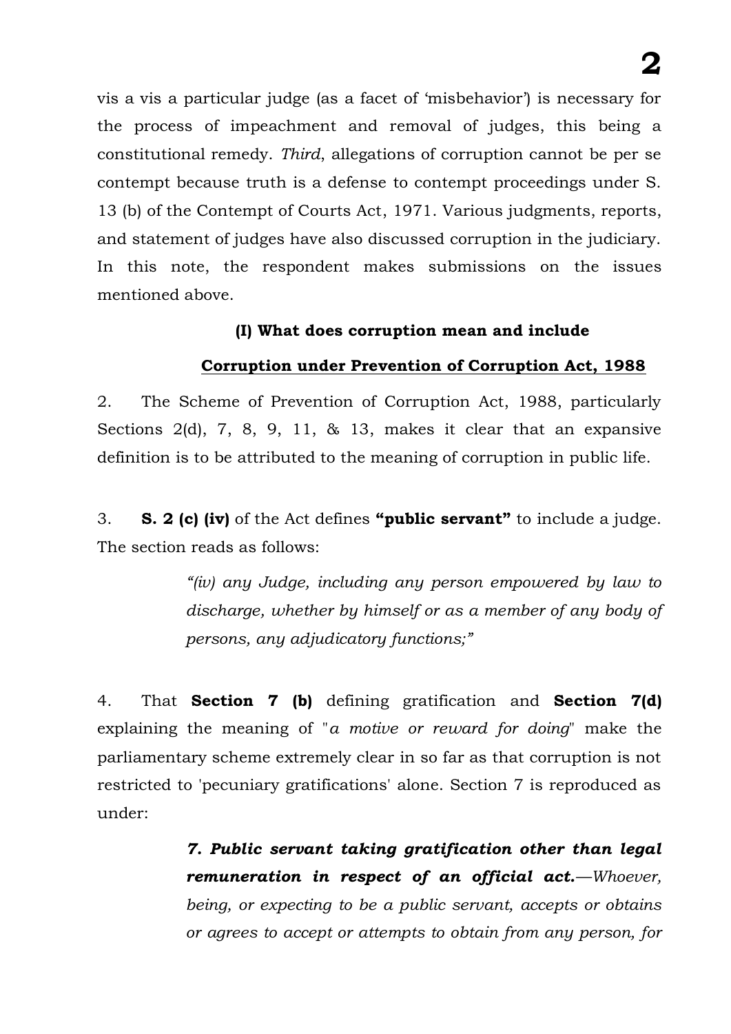vis a vis a particular judge (as a facet of 'misbehavior') is necessary for the process of impeachment and removal of judges, this being a constitutional remedy. *Third*, allegations of corruption cannot be per se contempt because truth is a defense to contempt proceedings under S. 13 (b) of the Contempt of Courts Act, 1971. Various judgments, reports, and statement of judges have also discussed corruption in the judiciary. In this note, the respondent makes submissions on the issues mentioned above.

### (I) What does corruption mean and include

**<u>Corruption under Prevention of Corruption Act, 1988</u>**

2. The Scheme of Prevention of Corruption Act, 1988, particularly Sections 2(d), 7, 8, 9, 11, & 13, makes it clear that an expansive definition is to be attributed to the meaning of corruption in public life.

3. **S. 2 (c) (iv)** of the Act defines **"public servant"** to include a judge. The section reads as follows:

> *"(iv) any Judge, including any person empowered by law to discharge, whether by himself or as a member of any body of persons, any adjudicatory functions;"*

4. That **Section 7 (b)** defining gratification and **Section 7(d)** explaining the meaning of "*a motive or reward for doing*" make the parliamentary scheme extremely clear in so far as that corruption is not restricted to 'pecuniary gratifications' alone. Section 7 is reproduced as under:

> ***7. Public servant taking gratification other than legal remuneration in respect of an official act.****—Whoever, being, or expecting to be a public servant, accepts or obtains or agrees to accept or attempts to obtain from any person, for*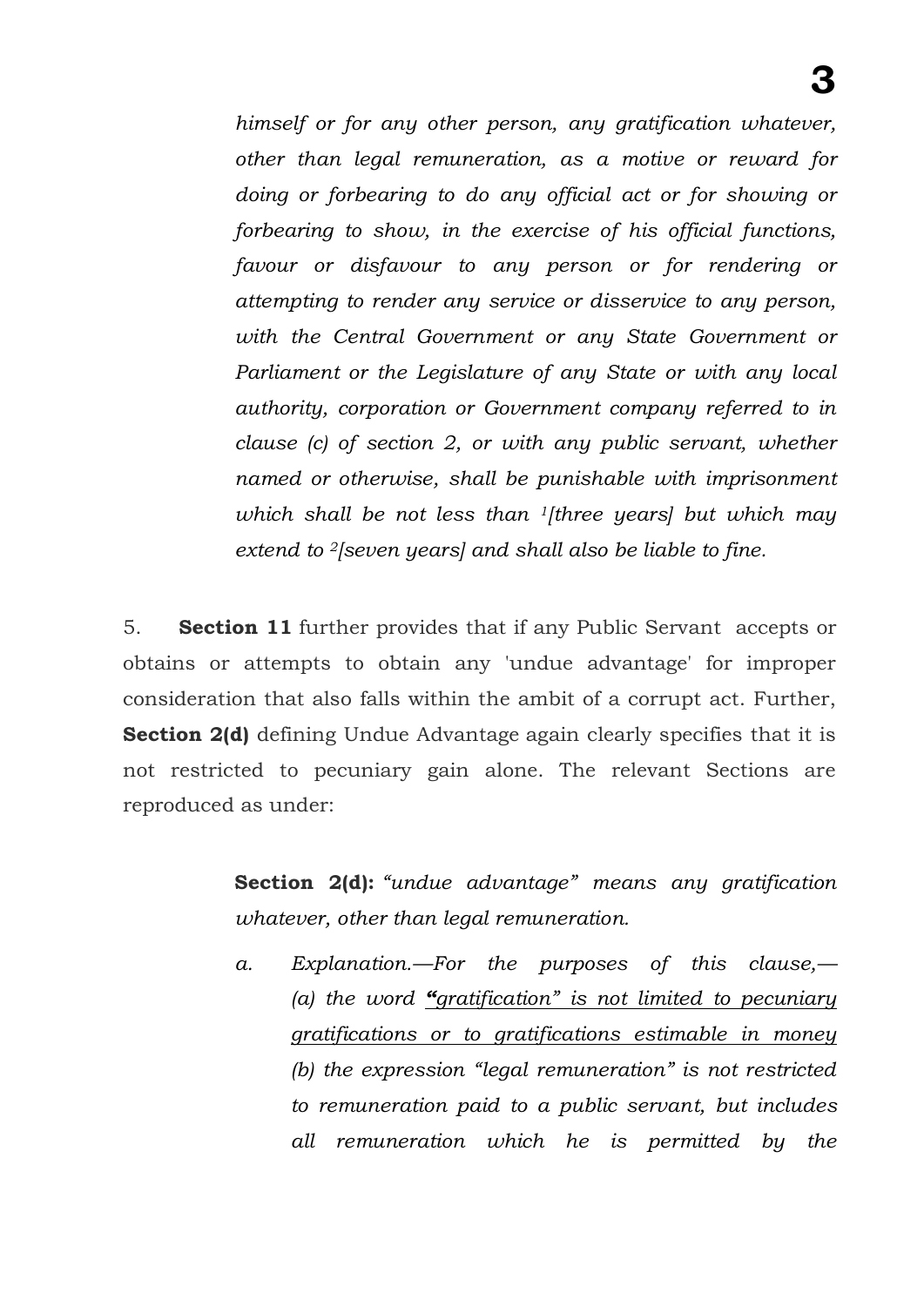*himself or for any other person, any gratification whatever, other than legal remuneration, as a motive or reward for doing or forbearing to do any official act or for showing or forbearing to show, in the exercise of his official functions, favour or disfavour to any person or for rendering or attempting to render any service or disservice to any person, with the Central Government or any State Government or Parliament or the Legislature of any State or with any local authority, corporation or Government company referred to in clause (c) of section 2, or with any public servant, whether named or otherwise, shall be punishable with imprisonment which shall be not less than [1][three years] but which may extend to [2][seven years] and shall also be liable to fine.*

5. **Section 11** further provides that if any Public Servant accepts or obtains or attempts to obtain any 'undue advantage' for improper consideration that also falls within the ambit of a corrupt act. Further, **Section 2(d)** defining Undue Advantage again clearly specifies that it is not restricted to pecuniary gain alone. The relevant Sections are reproduced as under:

> **Section 2(d):** *"undue advantage" means any gratification whatever, other than legal remuneration.*
>
> a. *Explanation.—For the purposes of this clause,— (a) the word <u>"gratification" is not limited to pecuniary gratifications or to gratifications estimable in money</u> (b) the expression "legal remuneration" is not restricted to remuneration paid to a public servant, but includes all remuneration which he is permitted by the*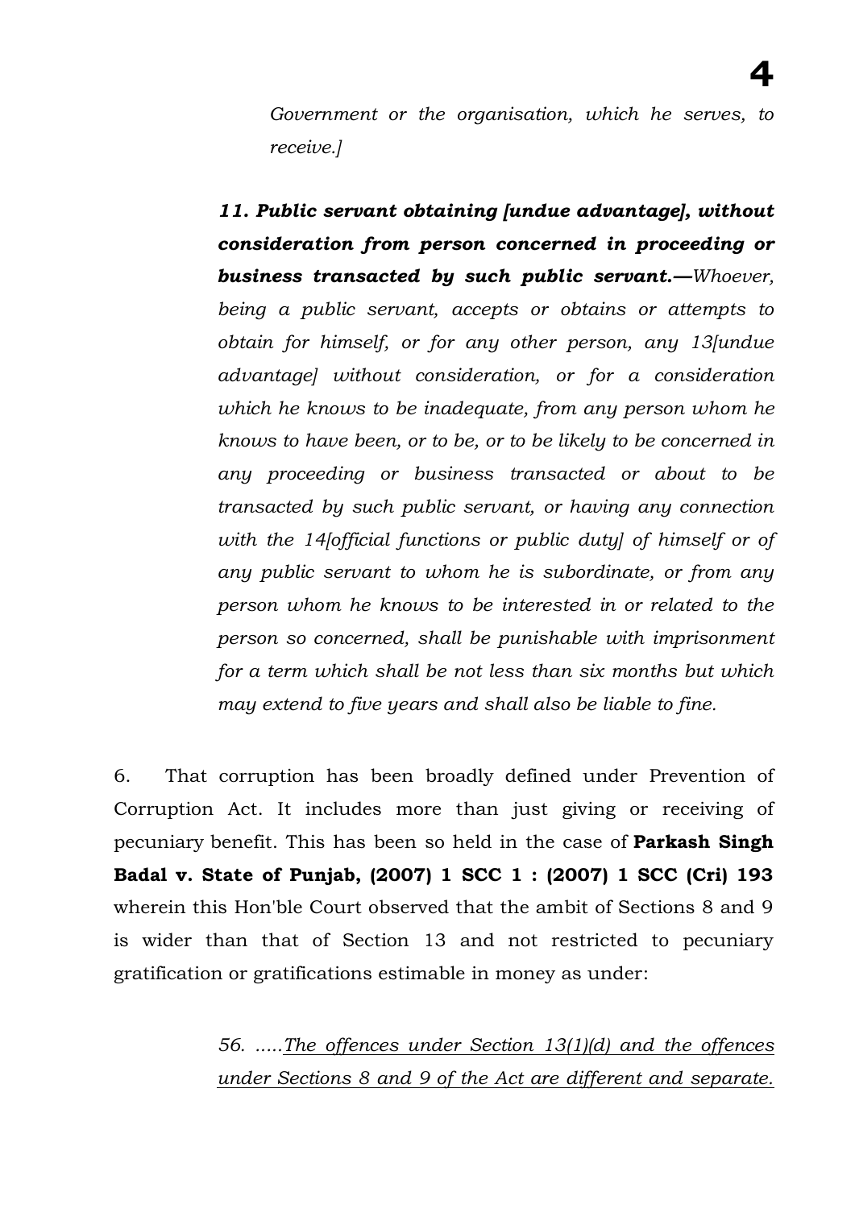*Government or the organisation, which he serves, to receive.]*

> ***11. Public servant obtaining [undue advantage], without consideration from person concerned in proceeding or business transacted by such public servant.—****Whoever, being a public servant, accepts or obtains or attempts to obtain for himself, or for any other person, any 13[undue advantage] without consideration, or for a consideration which he knows to be inadequate, from any person whom he knows to have been, or to be, or to be likely to be concerned in any proceeding or business transacted or about to be transacted by such public servant, or having any connection with the 14[official functions or public duty] of himself or of any public servant to whom he is subordinate, or from any person whom he knows to be interested in or related to the person so concerned, shall be punishable with imprisonment for a term which shall be not less than six months but which may extend to five years and shall also be liable to fine.*

6. That corruption has been broadly defined under Prevention of Corruption Act. It includes more than just giving or receiving of pecuniary benefit. This has been so held in the case of **Parkash Singh Badal v. State of Punjab, (2007) 1 SCC 1 : (2007) 1 SCC (Cri) 193** wherein this Hon'ble Court observed that the ambit of Sections 8 and 9 is wider than that of Section 13 and not restricted to pecuniary gratification or gratifications estimable in money as under:

> *56. .....<u>The offences under Section 13(1)(d) and the offences under Sections 8 and 9 of the Act are different and separate.</u>*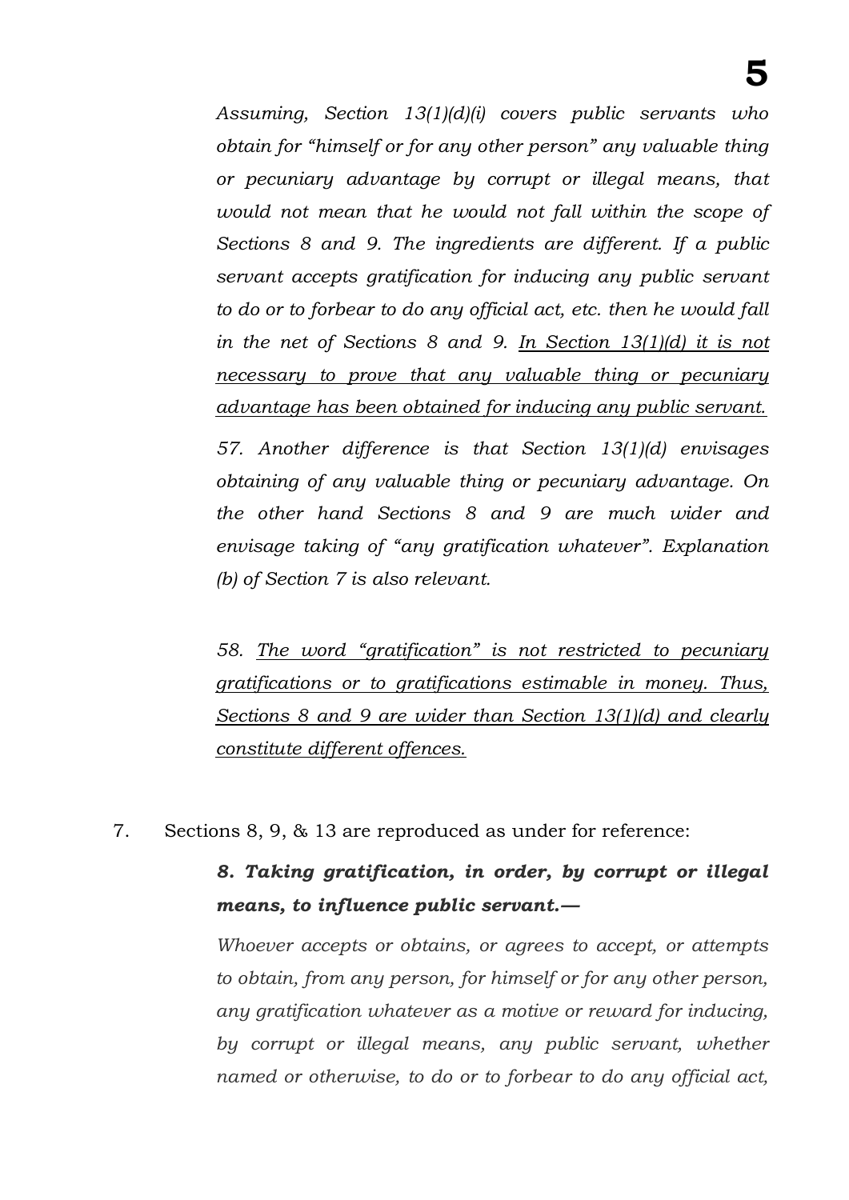*Assuming, Section 13(1)(d)(i) covers public servants who obtain for "himself or for any other person" any valuable thing or pecuniary advantage by corrupt or illegal means, that would not mean that he would not fall within the scope of Sections 8 and 9. The ingredients are different. If a public servant accepts gratification for inducing any public servant to do or to forbear to do any official act, etc. then he would fall in the net of Sections 8 and 9. <u>In Section 13(1)(d) it is not necessary to prove that any valuable thing or pecuniary advantage has been obtained for inducing any public servant.</u>*

*57. Another difference is that Section 13(1)(d) envisages obtaining of any valuable thing or pecuniary advantage. On the other hand Sections 8 and 9 are much wider and envisage taking of "any gratification whatever". Explanation (b) of Section 7 is also relevant.*

*58. <u>The word "gratification" is not restricted to pecuniary gratifications or to gratifications estimable in money. Thus, Sections 8 and 9 are wider than Section 13(1)(d) and clearly constitute different offences.</u>*

7. Sections 8, 9, & 13 are reproduced as under for reference:

***8. Taking gratification, in order, by corrupt or illegal means, to influence public servant.—***

*Whoever accepts or obtains, or agrees to accept, or attempts to obtain, from any person, for himself or for any other person, any gratification whatever as a motive or reward for inducing, by corrupt or illegal means, any public servant, whether named or otherwise, to do or to forbear to do any official act,*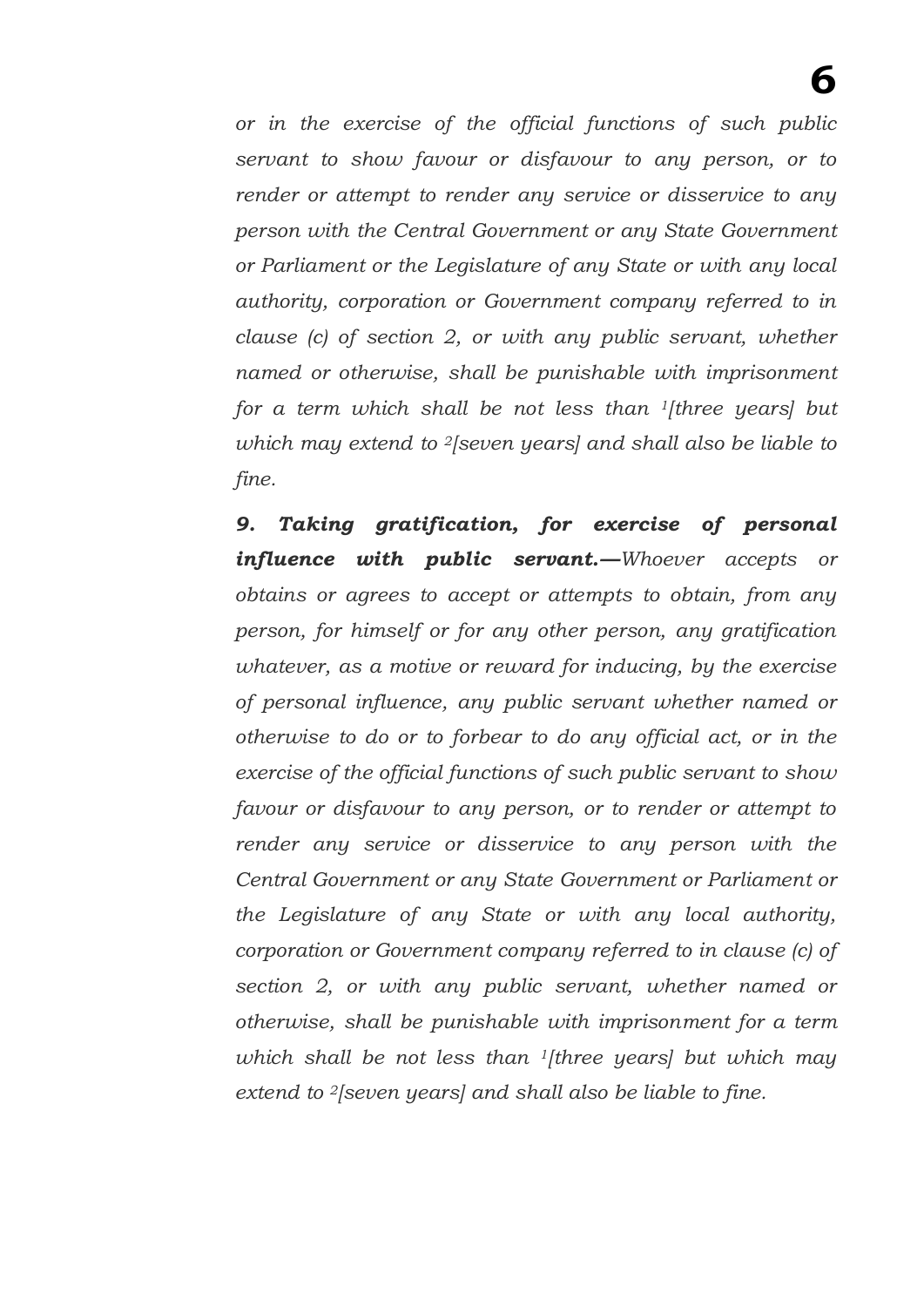*or in the exercise of the official functions of such public servant to show favour or disfavour to any person, or to render or attempt to render any service or disservice to any person with the Central Government or any State Government or Parliament or the Legislature of any State or with any local authority, corporation or Government company referred to in clause (c) of section 2, or with any public servant, whether named or otherwise, shall be punishable with imprisonment for a term which shall be not less than [1][three years] but which may extend to [2][seven years] and shall also be liable to fine.*

***9. Taking gratification, for exercise of personal influence with public servant.—****Whoever accepts or obtains or agrees to accept or attempts to obtain, from any person, for himself or for any other person, any gratification whatever, as a motive or reward for inducing, by the exercise of personal influence, any public servant whether named or otherwise to do or to forbear to do any official act, or in the exercise of the official functions of such public servant to show favour or disfavour to any person, or to render or attempt to render any service or disservice to any person with the Central Government or any State Government or Parliament or the Legislature of any State or with any local authority, corporation or Government company referred to in clause (c) of section 2, or with any public servant, whether named or otherwise, shall be punishable with imprisonment for a term which shall be not less than [1][three years] but which may extend to [2][seven years] and shall also be liable to fine.*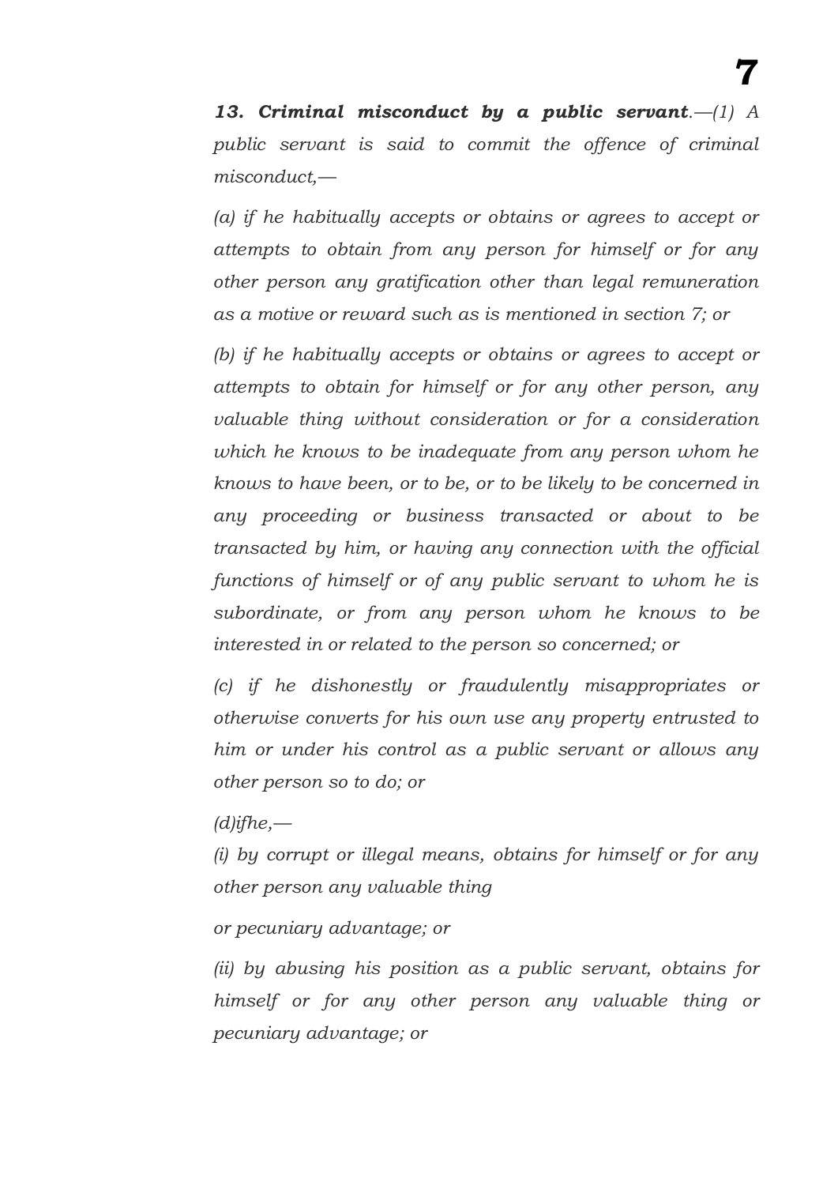***13. Criminal misconduct by a public servant**.—(1) A public servant is said to commit the offence of criminal misconduct,—*

*(a) if he habitually accepts or obtains or agrees to accept or attempts to obtain from any person for himself or for any other person any gratification other than legal remuneration as a motive or reward such as is mentioned in section 7; or*

*(b) if he habitually accepts or obtains or agrees to accept or attempts to obtain for himself or for any other person, any valuable thing without consideration or for a consideration which he knows to be inadequate from any person whom he knows to have been, or to be, or to be likely to be concerned in any proceeding or business transacted or about to be transacted by him, or having any connection with the official functions of himself or of any public servant to whom he is subordinate, or from any person whom he knows to be interested in or related to the person so concerned; or*

*(c) if he dishonestly or fraudulently misappropriates or otherwise converts for his own use any property entrusted to him or under his control as a public servant or allows any other person so to do; or*

*(d)ifhe,—*

*(i) by corrupt or illegal means, obtains for himself or for any other person any valuable thing*

*or pecuniary advantage; or*

*(ii) by abusing his position as a public servant, obtains for himself or for any other person any valuable thing or pecuniary advantage; or*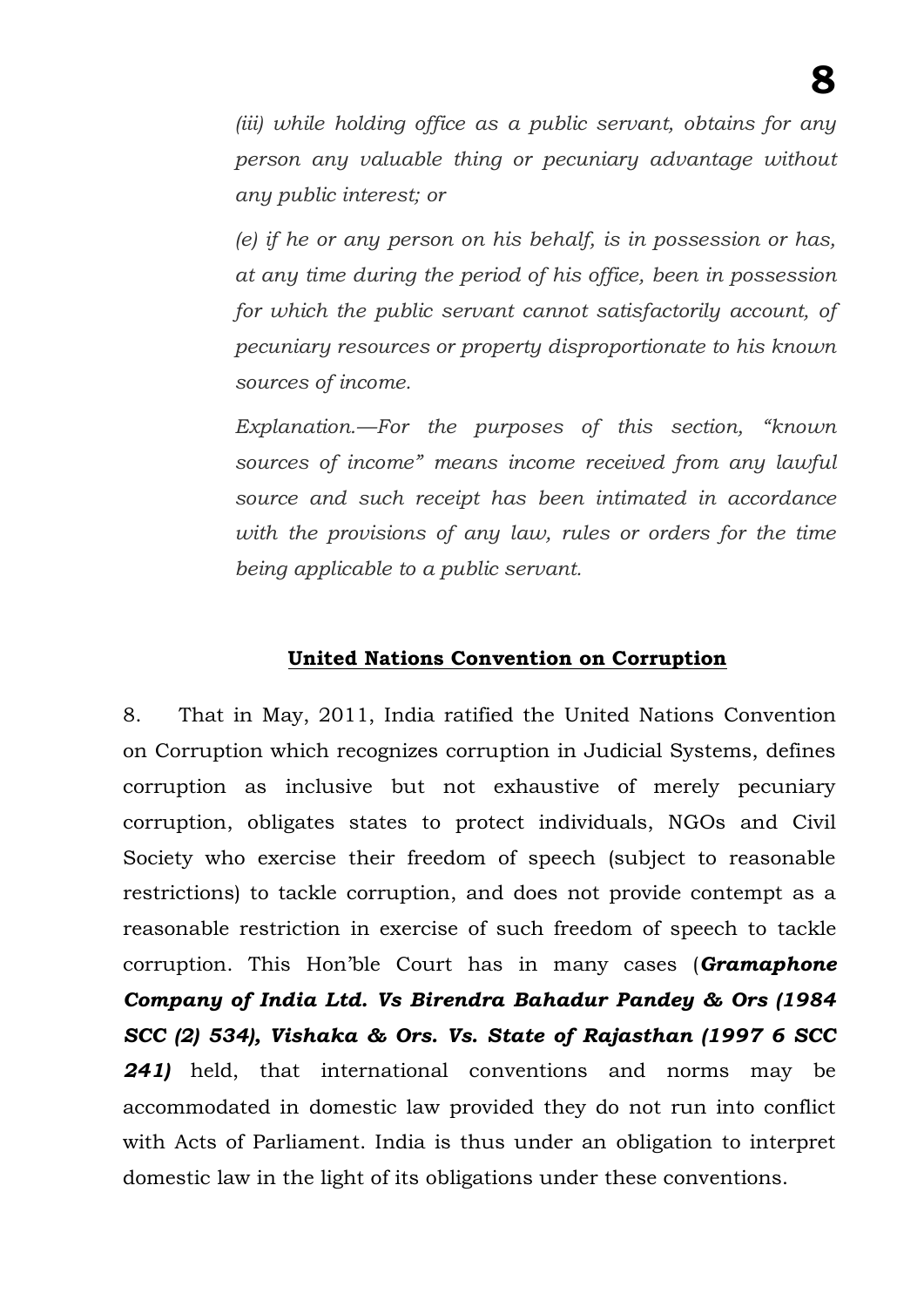*(iii) while holding office as a public servant, obtains for any person any valuable thing or pecuniary advantage without any public interest; or*

*(e) if he or any person on his behalf, is in possession or has, at any time during the period of his office, been in possession for which the public servant cannot satisfactorily account, of pecuniary resources or property disproportionate to his known sources of income.*

*Explanation.—For the purposes of this section, "known sources of income" means income received from any lawful source and such receipt has been intimated in accordance with the provisions of any law, rules or orders for the time being applicable to a public servant.*

**United Nations Convention on Corruption**

8. That in May, 2011, India ratified the United Nations Convention on Corruption which recognizes corruption in Judicial Systems, defines corruption as inclusive but not exhaustive of merely pecuniary corruption, obligates states to protect individuals, NGOs and Civil Society who exercise their freedom of speech (subject to reasonable restrictions) to tackle corruption, and does not provide contempt as a reasonable restriction in exercise of such freedom of speech to tackle corruption. This Hon'ble Court has in many cases (***Gramaphone Company of India Ltd. Vs Birendra Bahadur Pandey & Ors (1984 SCC (2) 534), Vishaka & Ors. Vs. State of Rajasthan (1997 6 SCC 241)*** held, that international conventions and norms may be accommodated in domestic law provided they do not run into conflict with Acts of Parliament. India is thus under an obligation to interpret domestic law in the light of its obligations under these conventions.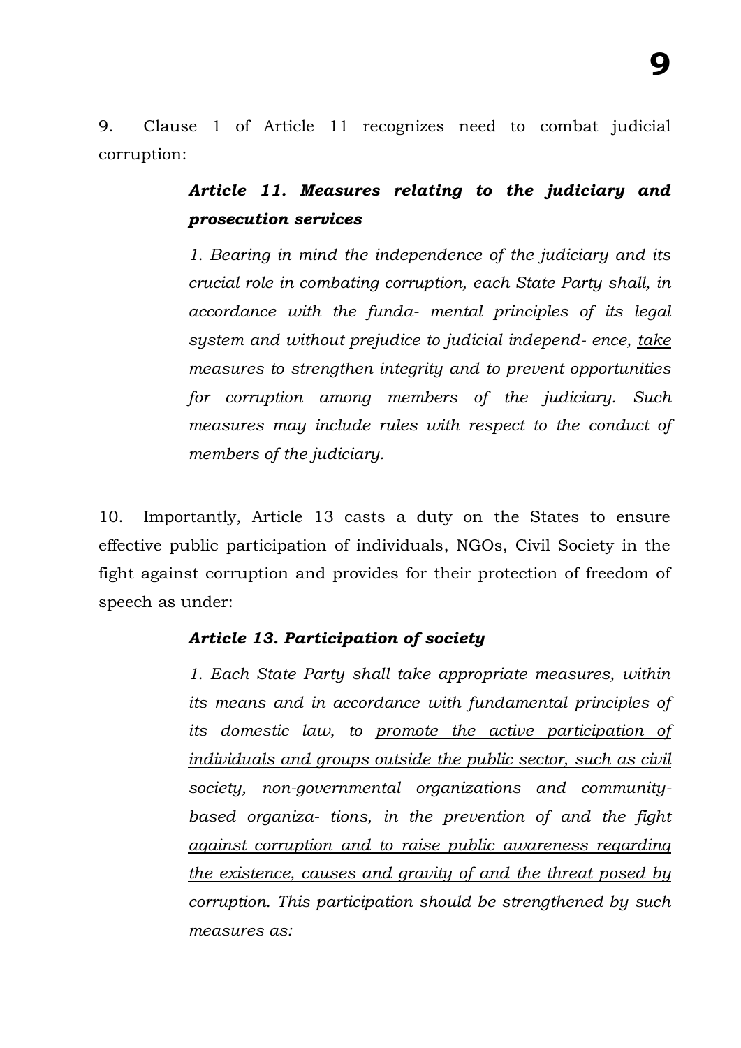9. Clause 1 of Article 11 recognizes need to combat judicial corruption:

> ***Article 11. Measures relating to the judiciary and prosecution services***
>
> *1. Bearing in mind the independence of the judiciary and its crucial role in combating corruption, each State Party shall, in accordance with the funda- mental principles of its legal system and without prejudice to judicial independ- ence, <u>take measures to strengthen integrity and to prevent opportunities for corruption among members of the judiciary.</u> Such measures may include rules with respect to the conduct of members of the judiciary.*

10. Importantly, Article 13 casts a duty on the States to ensure effective public participation of individuals, NGOs, Civil Society in the fight against corruption and provides for their protection of freedom of speech as under:

> ***Article 13. Participation of society***
>
> *1. Each State Party shall take appropriate measures, within its means and in accordance with fundamental principles of its domestic law, to <u>promote the active participation of individuals and groups outside the public sector, such as civil society, non-governmental organizations and community-based organiza- tions, in the prevention of and the fight against corruption and to raise public awareness regarding the existence, causes and gravity of and the threat posed by corruption.</u> This participation should be strengthened by such measures as:*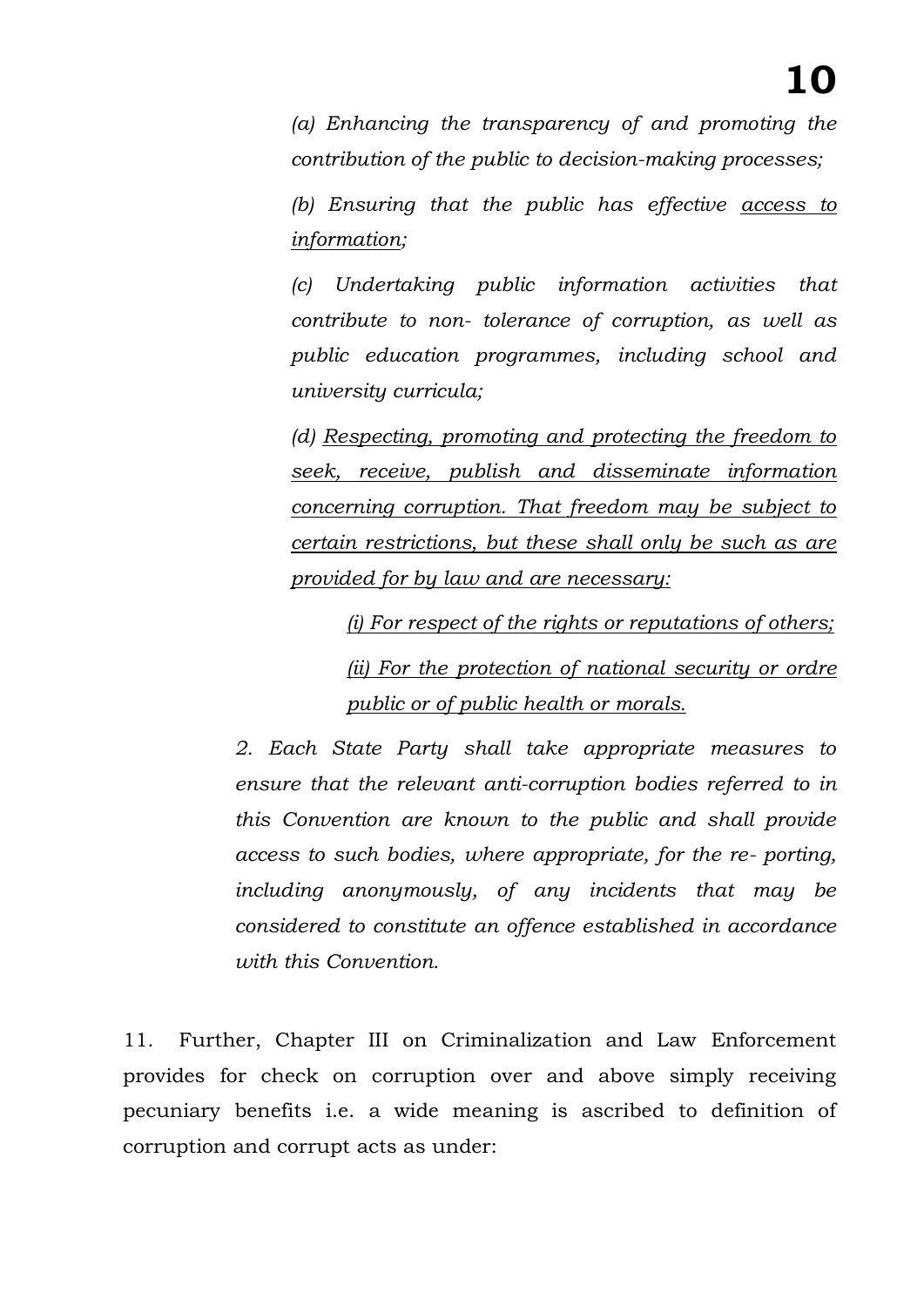*(a) Enhancing the transparency of and promoting the contribution of the public to decision-making processes;*

*(b) Ensuring that the public has effective <u>access to information</u>;*

*(c) Undertaking public information activities that contribute to non- tolerance of corruption, as well as public education programmes, including school and university curricula;*

*(d) <u>Respecting, promoting and protecting the freedom to seek, receive, publish and disseminate information concerning corruption. That freedom may be subject to certain restrictions, but these shall only be such as are provided for by law and are necessary:</u>*

> *<u>(i) For respect of the rights or reputations of others;</u>*
>
> *<u>(ii) For the protection of national security or ordre public or of public health or morals.</u>*

*2. Each State Party shall take appropriate measures to ensure that the relevant anti-corruption bodies referred to in this Convention are known to the public and shall provide access to such bodies, where appropriate, for the re- porting, including anonymously, of any incidents that may be considered to constitute an offence established in accordance with this Convention.*

11. Further, Chapter III on Criminalization and Law Enforcement provides for check on corruption over and above simply receiving pecuniary benefits i.e. a wide meaning is ascribed to definition of corruption and corrupt acts as under: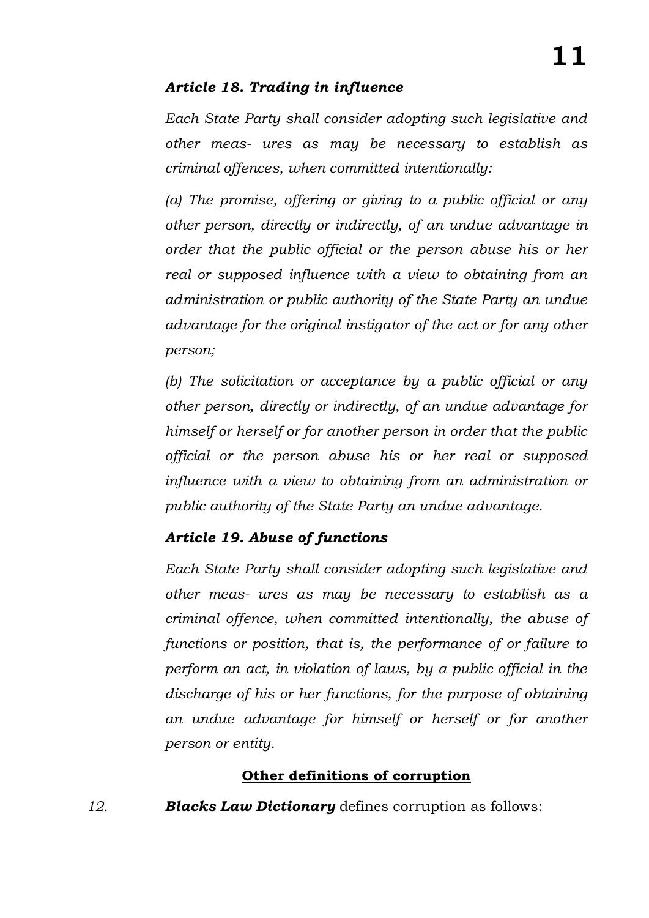***Article 18. Trading in influence***

*Each State Party shall consider adopting such legislative and other meas- ures as may be necessary to establish as criminal offences, when committed intentionally:*

*(a) The promise, offering or giving to a public official or any other person, directly or indirectly, of an undue advantage in order that the public official or the person abuse his or her real or supposed influence with a view to obtaining from an administration or public authority of the State Party an undue advantage for the original instigator of the act or for any other person;*

*(b) The solicitation or acceptance by a public official or any other person, directly or indirectly, of an undue advantage for himself or herself or for another person in order that the public official or the person abuse his or her real or supposed influence with a view to obtaining from an administration or public authority of the State Party an undue advantage.*

***Article 19. Abuse of functions***

*Each State Party shall consider adopting such legislative and other meas- ures as may be necessary to establish as a criminal offence, when committed intentionally, the abuse of functions or position, that is, the performance of or failure to perform an act, in violation of laws, by a public official in the discharge of his or her functions, for the purpose of obtaining an undue advantage for himself or herself or for another person or entity.*

**<u>Other definitions of corruption</u>**

*12.* ***Blacks Law Dictionary*** defines corruption as follows: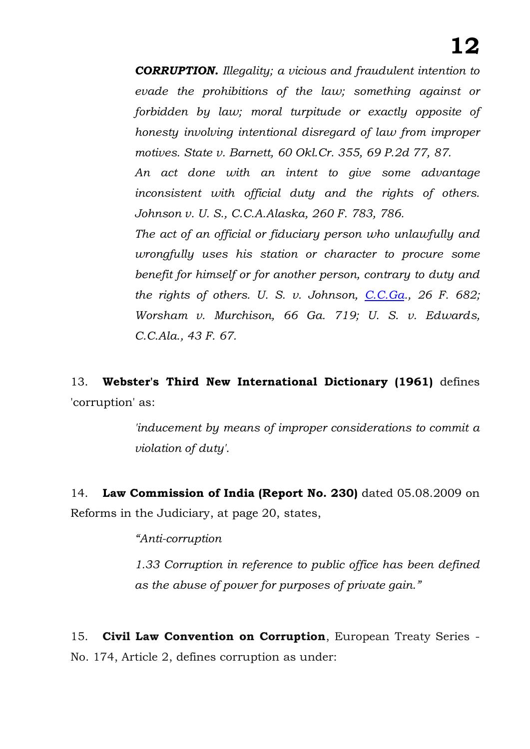***CORRUPTION.*** *Illegality; a vicious and fraudulent intention to evade the prohibitions of the law; something against or forbidden by law; moral turpitude or exactly opposite of honesty involving intentional disregard of law from improper motives. State v. Barnett, 60 Okl.Cr. 355, 69 P.2d 77, 87.*

*An act done with an intent to give some advantage inconsistent with official duty and the rights of others. Johnson v. U. S., C.C.A.Alaska, 260 F. 783, 786.*

*The act of an official or fiduciary person who unlawfully and wrongfully uses his station or character to procure some benefit for himself or for another person, contrary to duty and the rights of others. U. S. v. Johnson, C.C.Ga., 26 F. 682; Worsham v. Murchison, 66 Ga. 719; U. S. v. Edwards, C.C.Ala., 43 F. 67.*

13. **Webster's Third New International Dictionary (1961)** defines 'corruption' as:

> *'inducement by means of improper considerations to commit a violation of duty'.*

14. **Law Commission of India (Report No. 230)** dated 05.08.2009 on Reforms in the Judiciary, at page 20, states,

> *"Anti-corruption*
>
> *1.33 Corruption in reference to public office has been defined as the abuse of power for purposes of private gain."*

15. **Civil Law Convention on Corruption**, European Treaty Series - No. 174, Article 2, defines corruption as under: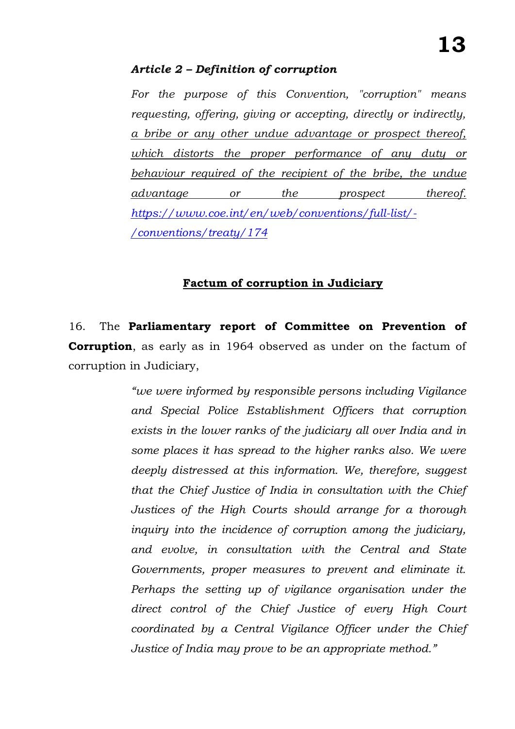***Article 2 – Definition of corruption***

> *For the purpose of this Convention, "corruption" means requesting, offering, giving or accepting, directly or indirectly, a bribe or any other undue advantage or prospect thereof, which distorts the proper performance of any duty or behaviour required of the recipient of the bribe, the undue advantage or the prospect thereof.* *https://www.coe.int/en/web/conventions/full-list/-/conventions/treaty/174*

**Factum of corruption in Judiciary**

16. The **Parliamentary report of Committee on Prevention of Corruption**, as early as in 1964 observed as under on the factum of corruption in Judiciary,

> *"we were informed by responsible persons including Vigilance and Special Police Establishment Officers that corruption exists in the lower ranks of the judiciary all over India and in some places it has spread to the higher ranks also. We were deeply distressed at this information. We, therefore, suggest that the Chief Justice of India in consultation with the Chief Justices of the High Courts should arrange for a thorough inquiry into the incidence of corruption among the judiciary, and evolve, in consultation with the Central and State Governments, proper measures to prevent and eliminate it. Perhaps the setting up of vigilance organisation under the direct control of the Chief Justice of every High Court coordinated by a Central Vigilance Officer under the Chief Justice of India may prove to be an appropriate method."*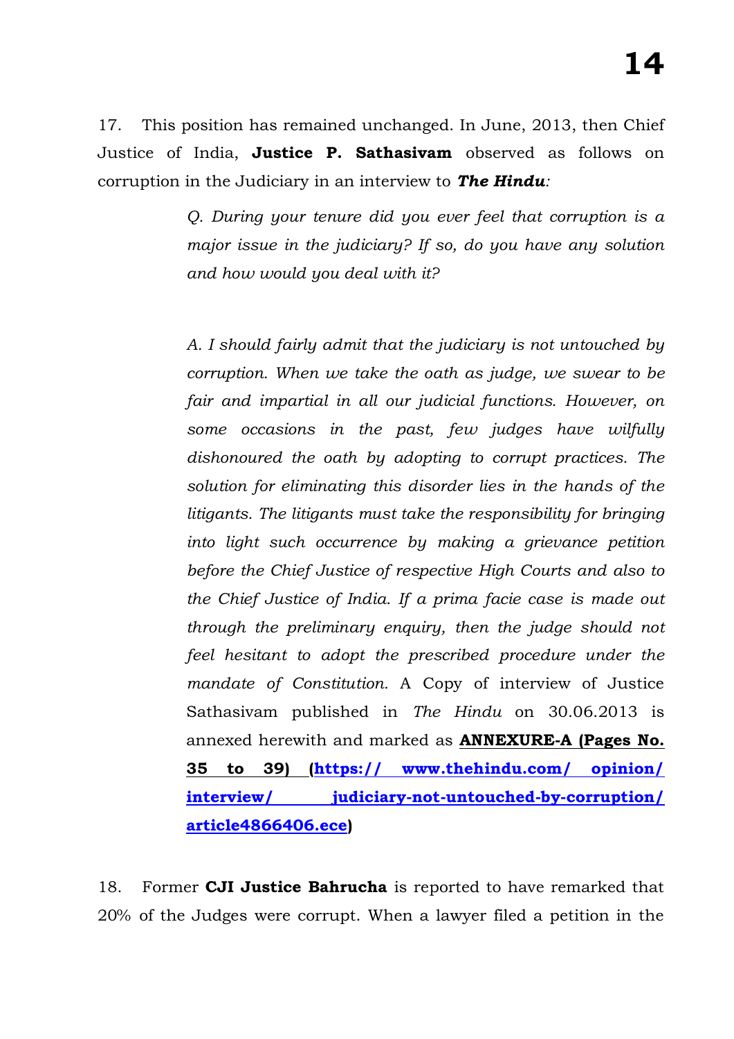17. This position has remained unchanged. In June, 2013, then Chief Justice of India, **Justice P. Sathasivam** observed as follows on corruption in the Judiciary in an interview to ***The Hindu***:

> *Q. During your tenure did you ever feel that corruption is a major issue in the judiciary? If so, do you have any solution and how would you deal with it?*
>
> *A. I should fairly admit that the judiciary is not untouched by corruption. When we take the oath as judge, we swear to be fair and impartial in all our judicial functions. However, on some occasions in the past, few judges have wilfully dishonoured the oath by adopting to corrupt practices. The solution for eliminating this disorder lies in the hands of the litigants. The litigants must take the responsibility for bringing into light such occurrence by making a grievance petition before the Chief Justice of respective High Courts and also to the Chief Justice of India. If a prima facie case is made out through the preliminary enquiry, then the judge should not feel hesitant to adopt the prescribed procedure under the mandate of Constitution.* A Copy of interview of Justice Sathasivam published in *The Hindu* on 30.06.2013 is annexed herewith and marked as **ANNEXURE-A (Pages No. 35 to 39) (https:// www.thehindu.com/ opinion/ interview/ judiciary-not-untouched-by-corruption/ article4866406.ece)**

18. Former **CJI Justice Bahrucha** is reported to have remarked that 20% of the Judges were corrupt. When a lawyer filed a petition in the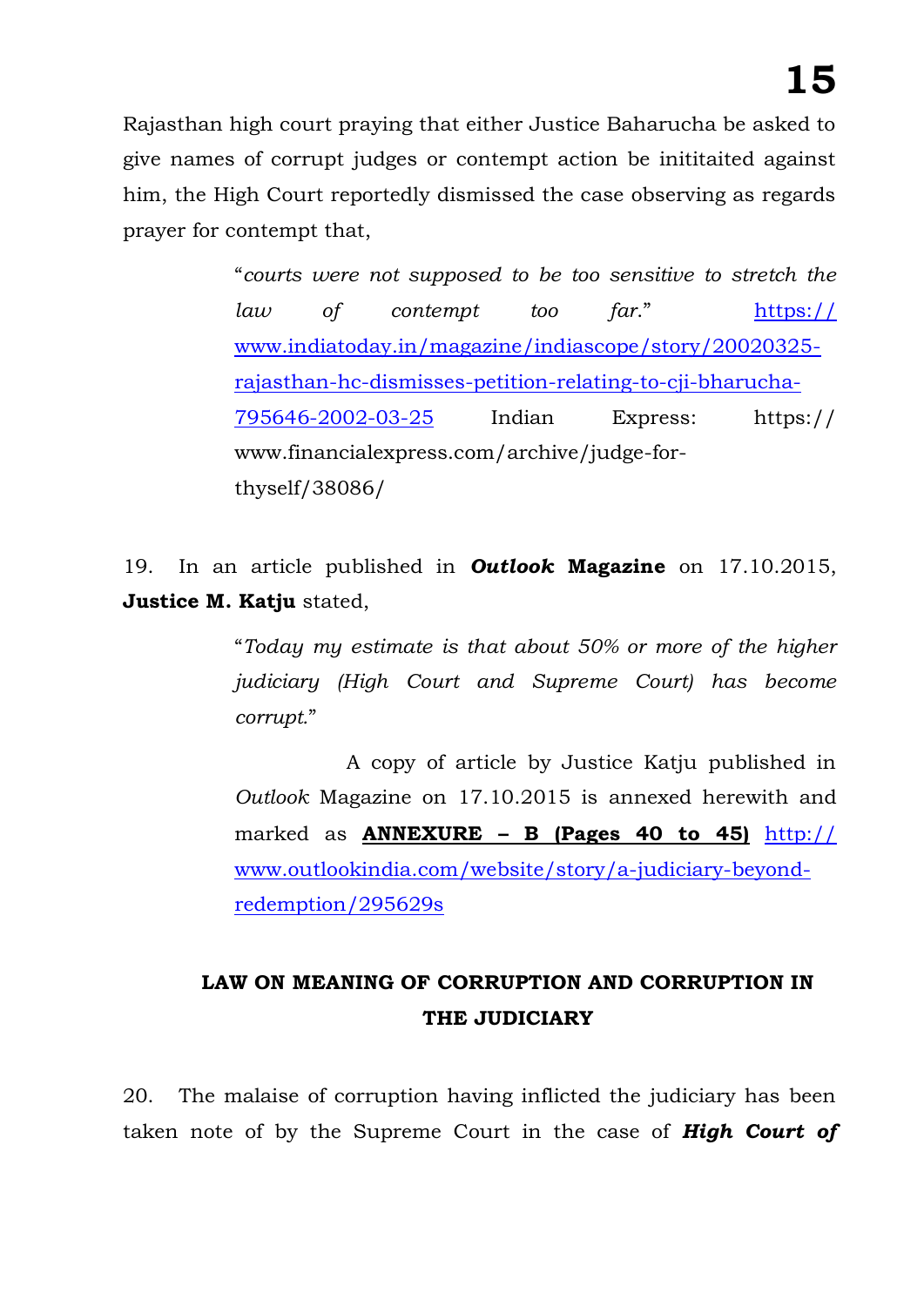Rajasthan high court praying that either Justice Baharucha be asked to give names of corrupt judges or contempt action be inititaited against him, the High Court reportedly dismissed the case observing as regards prayer for contempt that,

> "*courts were not supposed to be too sensitive to stretch the law of contempt too far.*" https://www.indiatoday.in/magazine/indiascope/story/20020325-rajasthan-hc-dismisses-petition-relating-to-cji-bharucha-795646-2002-03-25 Indian Express: https://www.financialexpress.com/archive/judge-for-thyself/38086/

19. In an article published in ***Outlook*** **Magazine** on 17.10.2015, **Justice M. Katju** stated,

> "*Today my estimate is that about 50% or more of the higher judiciary (High Court and Supreme Court) has become corrupt.*"
>
> A copy of article by Justice Katju published in *Outlook* Magazine on 17.10.2015 is annexed herewith and marked as **ANNEXURE – B (Pages 40 to 45)** http://www.outlookindia.com/website/story/a-judiciary-beyond-redemption/295629s

## LAW ON MEANING OF CORRUPTION AND CORRUPTION IN THE JUDICIARY

20. The malaise of corruption having inflicted the judiciary has been taken note of by the Supreme Court in the case of ***High Court of***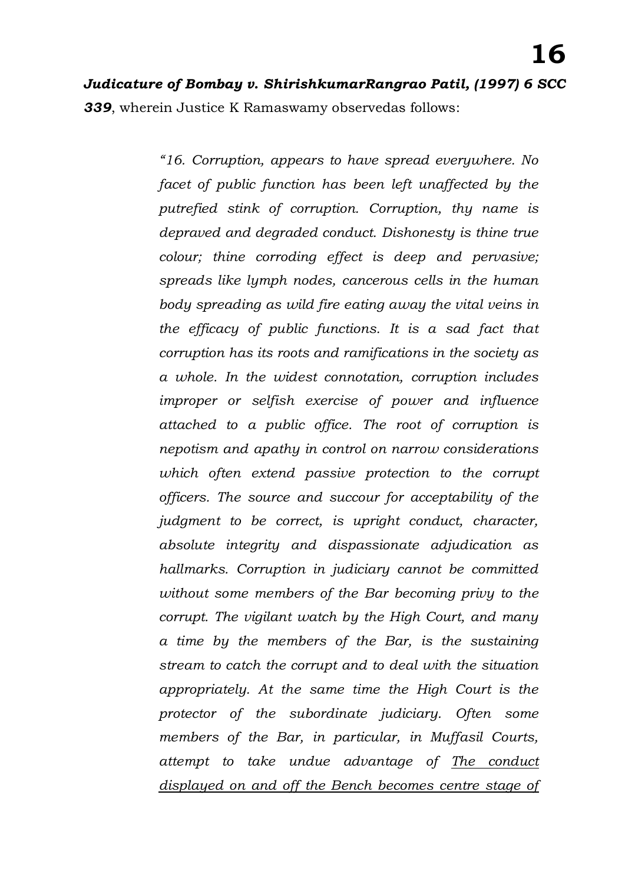***Judicature of Bombay v. ShirishkumarRangrao Patil, (1997) 6 SCC 339***, wherein Justice K Ramaswamy observedas follows:

> *"16. Corruption, appears to have spread everywhere. No facet of public function has been left unaffected by the putrefied stink of corruption. Corruption, thy name is depraved and degraded conduct. Dishonesty is thine true colour; thine corroding effect is deep and pervasive; spreads like lymph nodes, cancerous cells in the human body spreading as wild fire eating away the vital veins in the efficacy of public functions. It is a sad fact that corruption has its roots and ramifications in the society as a whole. In the widest connotation, corruption includes improper or selfish exercise of power and influence attached to a public office. The root of corruption is nepotism and apathy in control on narrow considerations which often extend passive protection to the corrupt officers. The source and succour for acceptability of the judgment to be correct, is upright conduct, character, absolute integrity and dispassionate adjudication as hallmarks. Corruption in judiciary cannot be committed without some members of the Bar becoming privy to the corrupt. The vigilant watch by the High Court, and many a time by the members of the Bar, is the sustaining stream to catch the corrupt and to deal with the situation appropriately. At the same time the High Court is the protector of the subordinate judiciary. Often some members of the Bar, in particular, in Muffasil Courts, attempt to take undue advantage of <u>The conduct displayed on and off the Bench becomes centre stage of</u>*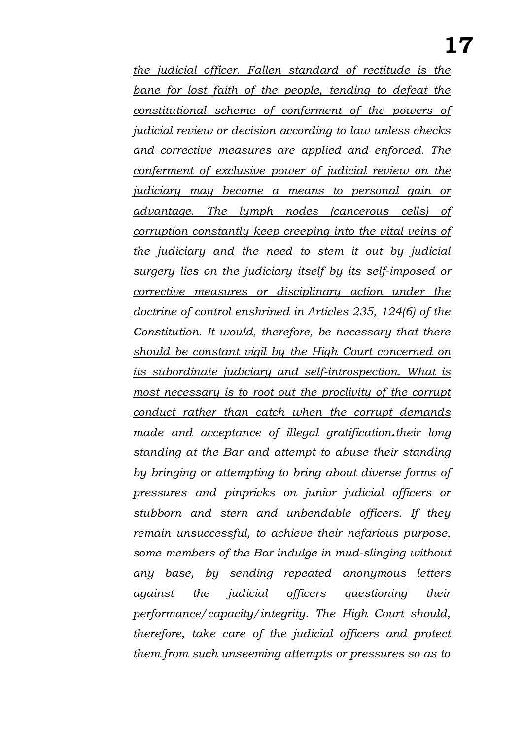*<u>the judicial officer. Fallen standard of rectitude is the bane for lost faith of the people, tending to defeat the constitutional scheme of conferment of the powers of judicial review or decision according to law unless checks and corrective measures are applied and enforced. The conferment of exclusive power of judicial review on the judiciary may become a means to personal gain or advantage. The lymph nodes (cancerous cells) of corruption constantly keep creeping into the vital veins of the judiciary and the need to stem it out by judicial surgery lies on the judiciary itself by its self-imposed or corrective measures or disciplinary action under the doctrine of control enshrined in Articles 235, 124(6) of the Constitution. It would, therefore, be necessary that there should be constant vigil by the High Court concerned on its subordinate judiciary and self-introspection. What is most necessary is to root out the proclivity of the corrupt conduct rather than catch when the corrupt demands made and acceptance of illegal gratification</u>*__.__*their long standing at the Bar and attempt to abuse their standing by bringing or attempting to bring about diverse forms of pressures and pinpricks on junior judicial officers or stubborn and stern and unbendable officers. If they remain unsuccessful, to achieve their nefarious purpose, some members of the Bar indulge in mud-slinging without any base, by sending repeated anonymous letters against the judicial officers questioning their performance/capacity/integrity. The High Court should, therefore, take care of the judicial officers and protect them from such unseeming attempts or pressures so as to*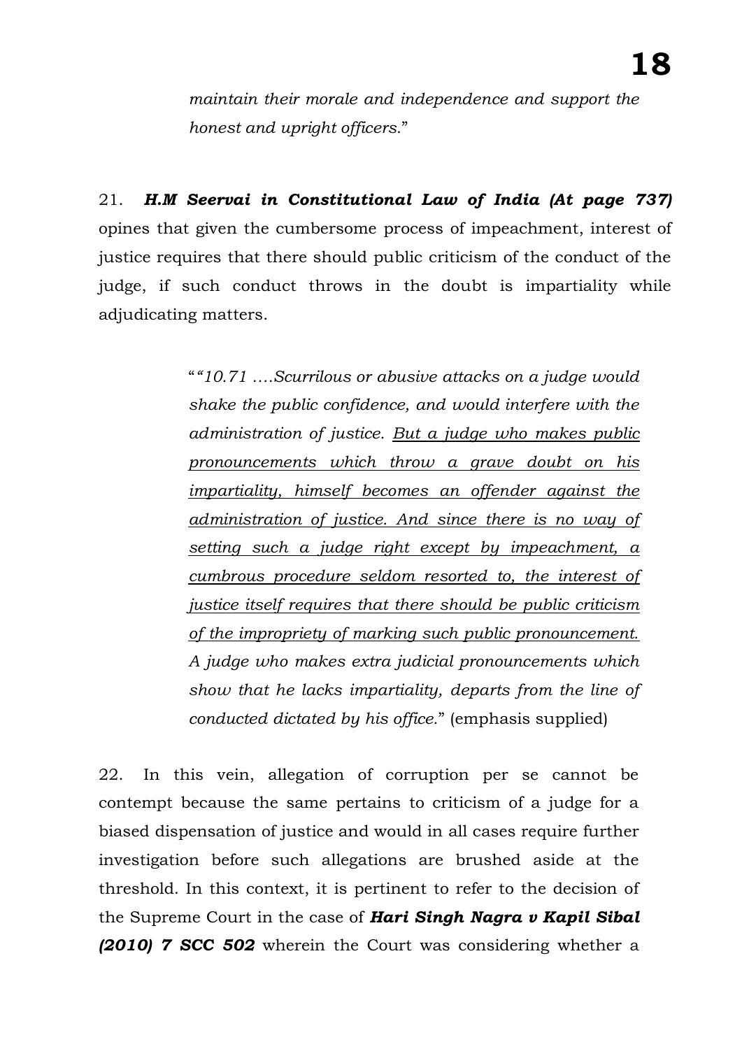> *maintain their morale and independence and support the honest and upright officers.*"

21. ***H.M Seervai in Constitutional Law of India (At page 737)*** opines that given the cumbersome process of impeachment, interest of justice requires that there should public criticism of the conduct of the judge, if such conduct throws in the doubt is impartiality while adjudicating matters.

> "*"10.71 ….Scurrilous or abusive attacks on a judge would shake the public confidence, and would interfere with the administration of justice. <u>But a judge who makes public pronouncements which throw a grave doubt on his impartiality, himself becomes an offender against the administration of justice. And since there is no way of setting such a judge right except by impeachment, a cumbrous procedure seldom resorted to, the interest of justice itself requires that there should be public criticism of the impropriety of marking such public pronouncement.</u> A judge who makes extra judicial pronouncements which show that he lacks impartiality, departs from the line of conducted dictated by his office.*" (emphasis supplied)

22. In this vein, allegation of corruption per se cannot be contempt because the same pertains to criticism of a judge for a biased dispensation of justice and would in all cases require further investigation before such allegations are brushed aside at the threshold. In this context, it is pertinent to refer to the decision of the Supreme Court in the case of ***Hari Singh Nagra v Kapil Sibal (2010) 7 SCC 502*** wherein the Court was considering whether a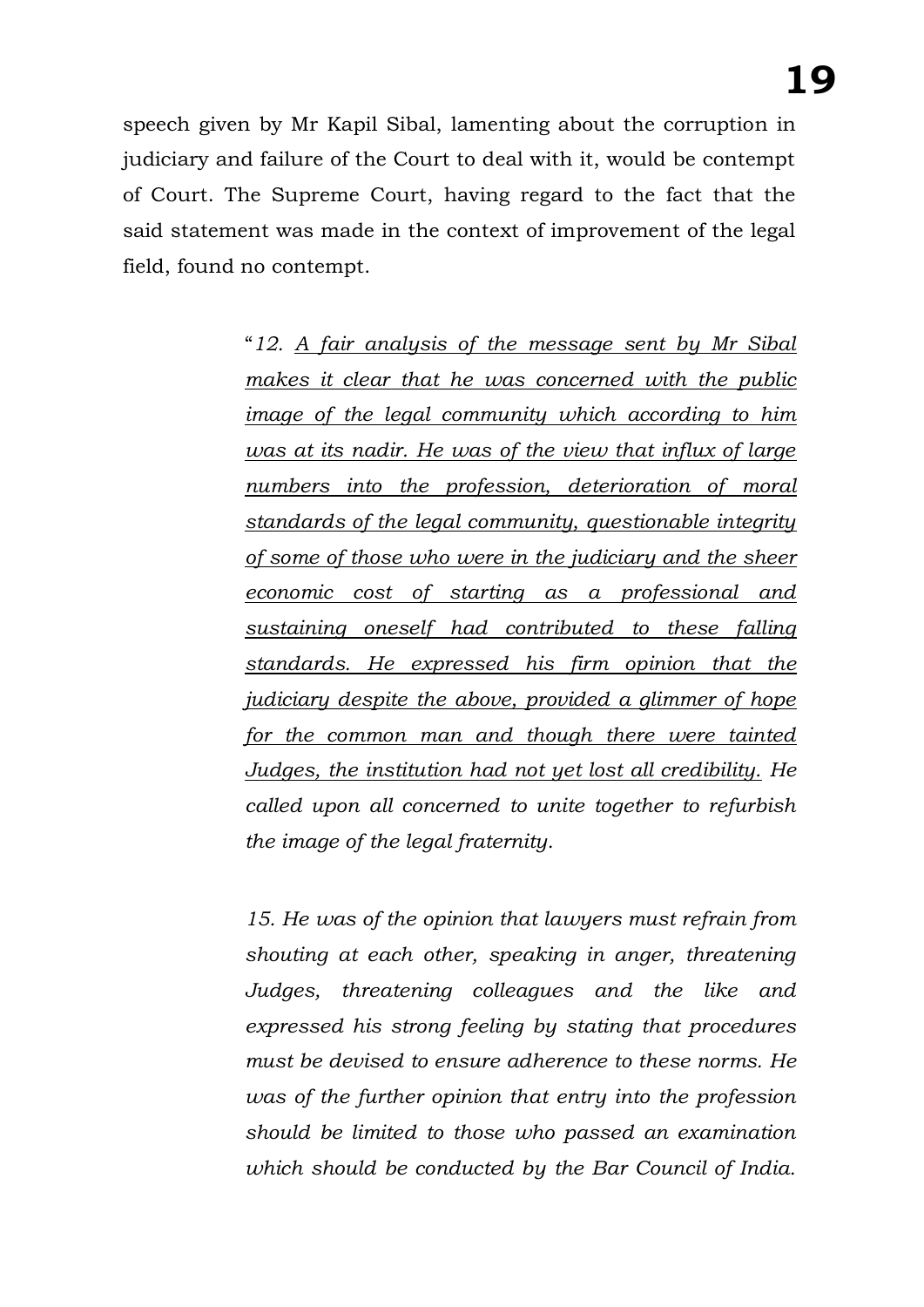speech given by Mr Kapil Sibal, lamenting about the corruption in judiciary and failure of the Court to deal with it, would be contempt of Court. The Supreme Court, having regard to the fact that the said statement was made in the context of improvement of the legal field, found no contempt.

> "*12. <u>A fair analysis of the message sent by Mr Sibal makes it clear that he was concerned with the public image of the legal community which according to him was at its nadir. He was of the view that influx of large numbers into the profession, deterioration of moral standards of the legal community, questionable integrity of some of those who were in the judiciary and the sheer economic cost of starting as a professional and sustaining oneself had contributed to these falling standards. He expressed his firm opinion that the judiciary despite the above, provided a glimmer of hope for the common man and though there were tainted Judges, the institution had not yet lost all credibility.</u> He called upon all concerned to unite together to refurbish the image of the legal fraternity.*
>
> *15. He was of the opinion that lawyers must refrain from shouting at each other, speaking in anger, threatening Judges, threatening colleagues and the like and expressed his strong feeling by stating that procedures must be devised to ensure adherence to these norms. He was of the further opinion that entry into the profession should be limited to those who passed an examination which should be conducted by the Bar Council of India.*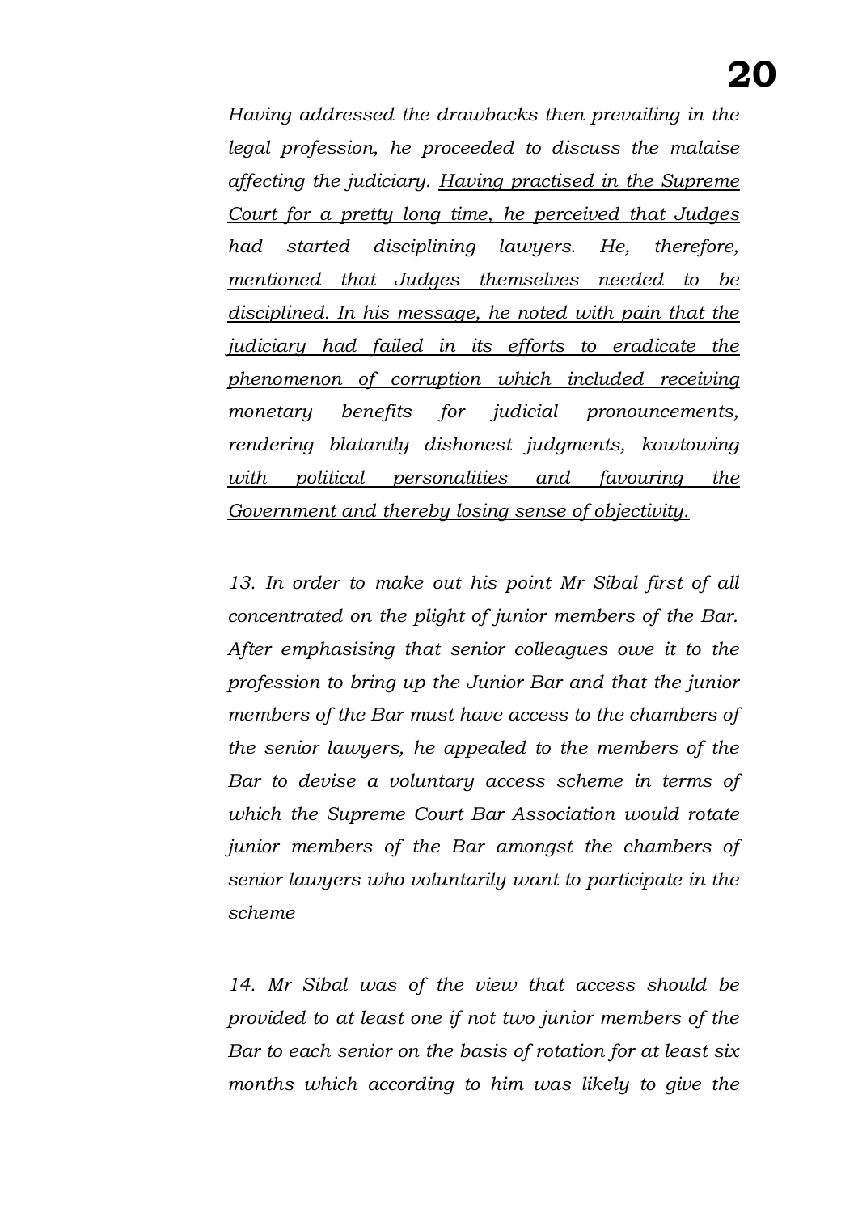*Having addressed the drawbacks then prevailing in the legal profession, he proceeded to discuss the malaise affecting the judiciary. <u>Having practised in the Supreme Court for a pretty long time, he perceived that Judges had started disciplining lawyers. He, therefore, mentioned that Judges themselves needed to be disciplined. In his message, he noted with pain that the judiciary had failed in its efforts to eradicate the phenomenon of corruption which included receiving monetary benefits for judicial pronouncements, rendering blatantly dishonest judgments, kowtowing with political personalities and favouring the Government and thereby losing sense of objectivity.</u>*

*13. In order to make out his point Mr Sibal first of all concentrated on the plight of junior members of the Bar. After emphasising that senior colleagues owe it to the profession to bring up the Junior Bar and that the junior members of the Bar must have access to the chambers of the senior lawyers, he appealed to the members of the Bar to devise a voluntary access scheme in terms of which the Supreme Court Bar Association would rotate junior members of the Bar amongst the chambers of senior lawyers who voluntarily want to participate in the scheme*

*14. Mr Sibal was of the view that access should be provided to at least one if not two junior members of the Bar to each senior on the basis of rotation for at least six months which according to him was likely to give the*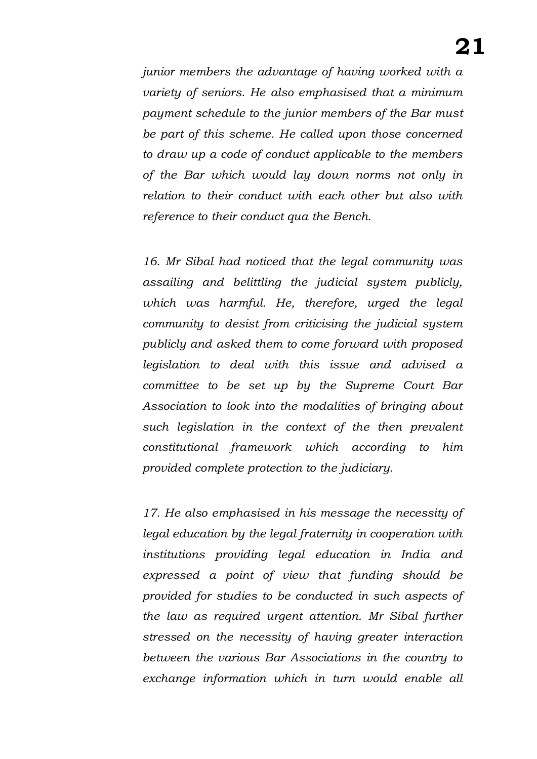*junior members the advantage of having worked with a variety of seniors. He also emphasised that a minimum payment schedule to the junior members of the Bar must be part of this scheme. He called upon those concerned to draw up a code of conduct applicable to the members of the Bar which would lay down norms not only in relation to their conduct with each other but also with reference to their conduct qua the Bench.*

*16. Mr Sibal had noticed that the legal community was assailing and belittling the judicial system publicly, which was harmful. He, therefore, urged the legal community to desist from criticising the judicial system publicly and asked them to come forward with proposed legislation to deal with this issue and advised a committee to be set up by the Supreme Court Bar Association to look into the modalities of bringing about such legislation in the context of the then prevalent constitutional framework which according to him provided complete protection to the judiciary.*

*17. He also emphasised in his message the necessity of legal education by the legal fraternity in cooperation with institutions providing legal education in India and expressed a point of view that funding should be provided for studies to be conducted in such aspects of the law as required urgent attention. Mr Sibal further stressed on the necessity of having greater interaction between the various Bar Associations in the country to exchange information which in turn would enable all*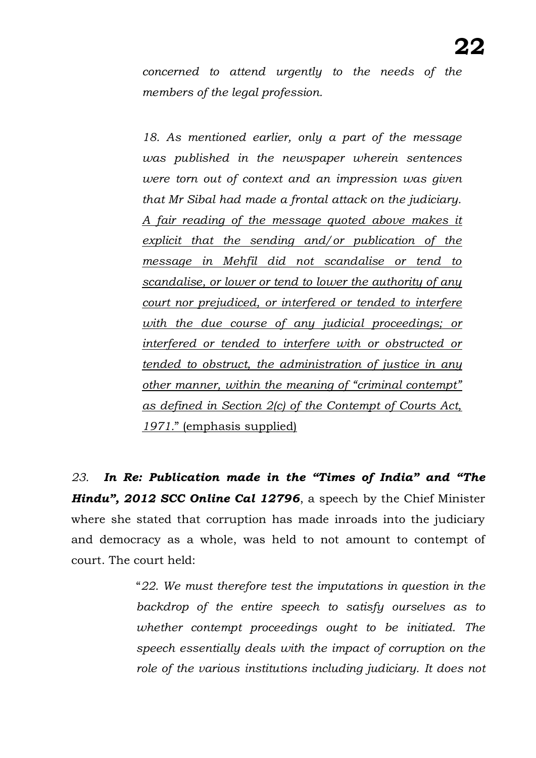*concerned to attend urgently to the needs of the members of the legal profession.*

*18. As mentioned earlier, only a part of the message was published in the newspaper wherein sentences were torn out of context and an impression was given that Mr Sibal had made a frontal attack on the judiciary. A fair reading of the message quoted above makes it explicit that the sending and/or publication of the message in Mehfil did not scandalise or tend to scandalise, or lower or tend to lower the authority of any court nor prejudiced, or interfered or tended to interfere with the due course of any judicial proceedings; or interfered or tended to interfere with or obstructed or tended to obstruct, the administration of justice in any other manner, within the meaning of "criminal contempt" as defined in Section 2(c) of the Contempt of Courts Act, 1971.*" (emphasis supplied)

*23.* ***In Re: Publication made in the "Times of India" and "The Hindu", 2012 SCC Online Cal 12796***, a speech by the Chief Minister where she stated that corruption has made inroads into the judiciary and democracy as a whole, was held to not amount to contempt of court. The court held:

> "*22. We must therefore test the imputations in question in the backdrop of the entire speech to satisfy ourselves as to whether contempt proceedings ought to be initiated. The speech essentially deals with the impact of corruption on the role of the various institutions including judiciary. It does not*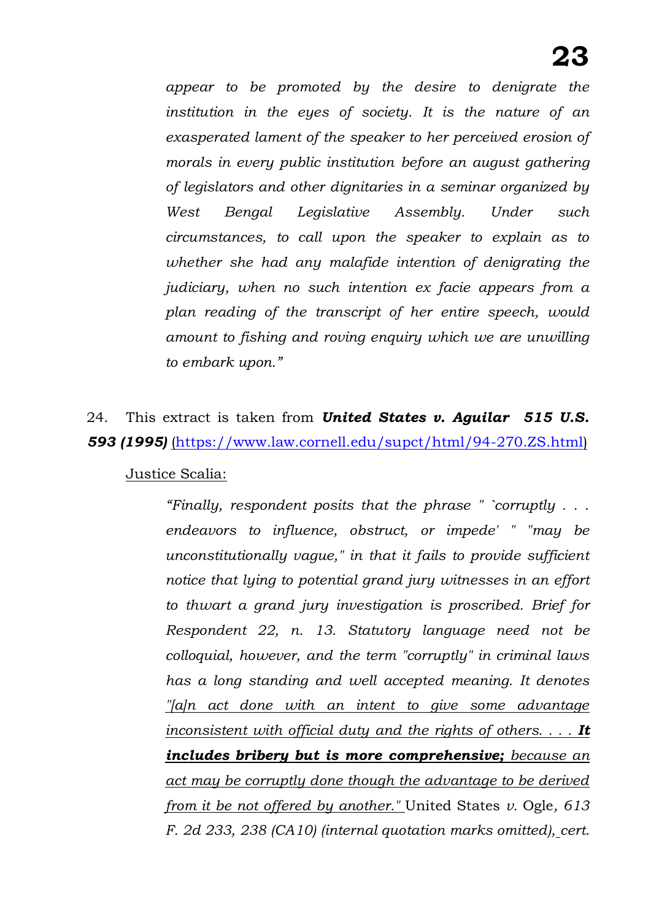*appear to be promoted by the desire to denigrate the institution in the eyes of society. It is the nature of an exasperated lament of the speaker to her perceived erosion of morals in every public institution before an august gathering of legislators and other dignitaries in a seminar organized by West Bengal Legislative Assembly. Under such circumstances, to call upon the speaker to explain as to whether she had any malafide intention of denigrating the judiciary, when no such intention ex facie appears from a plan reading of the transcript of her entire speech, would amount to fishing and roving enquiry which we are unwilling to embark upon."*

24. This extract is taken from ***United States v. Aguilar 515 U.S. 593 (1995)*** (https://www.law.cornell.edu/supct/html/94-270.ZS.html)

Justice Scalia:

> *"Finally, respondent posits that the phrase " `corruptly . . . endeavors to influence, obstruct, or impede' " "may be unconstitutionally vague," in that it fails to provide sufficient notice that lying to potential grand jury witnesses in an effort to thwart a grand jury investigation is proscribed. Brief for Respondent 22, n. 13. Statutory language need not be colloquial, however, and the term "corruptly" in criminal laws has a long standing and well accepted meaning. It denotes "[a]n act done with an intent to give some advantage inconsistent with official duty and the rights of others. . . .* ***It includes bribery but is more comprehensive;*** *because an act may be corruptly done though the advantage to be derived from it be not offered by another."* United States *v.* Ogle*, 613 F. 2d 233, 238 (CA10) (internal quotation marks omitted), cert.*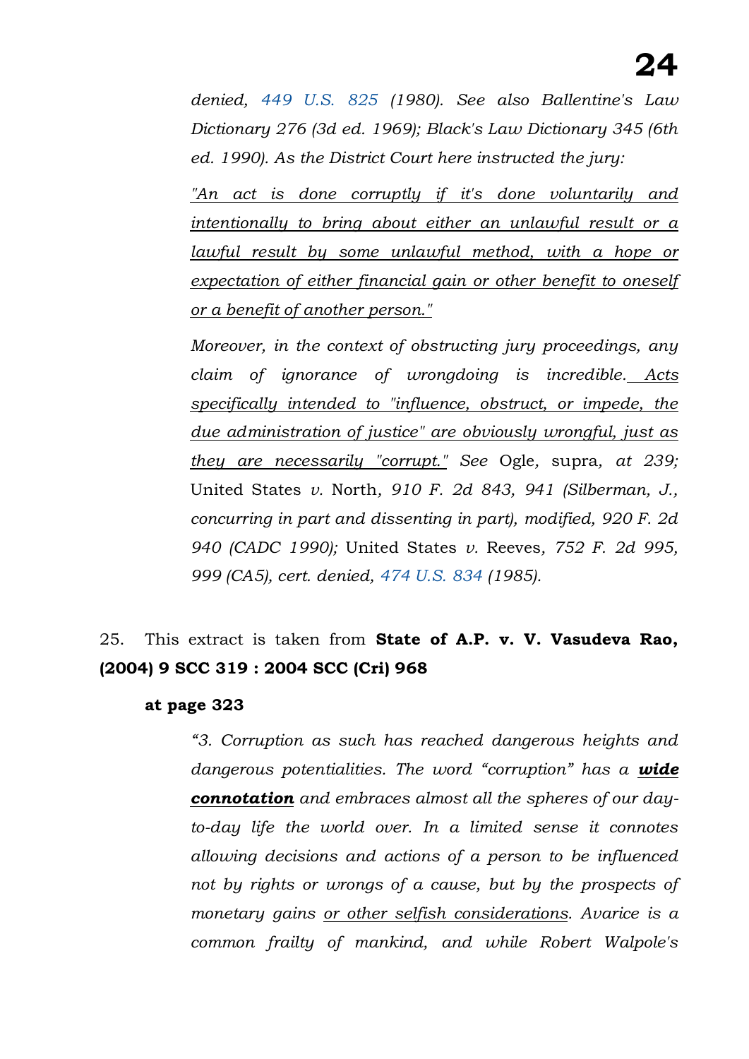*denied, 449 U.S. 825 (1980). See also Ballentine's Law Dictionary 276 (3d ed. 1969); Black's Law Dictionary 345 (6th ed. 1990). As the District Court here instructed the jury:*

> *"An act is done corruptly if it's done voluntarily and intentionally to bring about either an unlawful result or a lawful result by some unlawful method, with a hope or expectation of either financial gain or other benefit to oneself or a benefit of another person."*

*Moreover, in the context of obstructing jury proceedings, any claim of ignorance of wrongdoing is incredible. Acts specifically intended to "influence, obstruct, or impede, the due administration of justice" are obviously wrongful, just as they are necessarily "corrupt." See* Ogle*, supra, at 239;* United States *v.* North*, 910 F. 2d 843, 941 (Silberman, J., concurring in part and dissenting in part), modified, 920 F. 2d 940 (CADC 1990);* United States *v.* Reeves*, 752 F. 2d 995, 999 (CA5), cert. denied, 474 U.S. 834 (1985).*

25. This extract is taken from **State of A.P. v. V. Vasudeva Rao, (2004) 9 SCC 319 : 2004 SCC (Cri) 968**

**at page 323**

> *"3. Corruption as such has reached dangerous heights and dangerous potentialities. The word "corruption" has a **wide connotation** and embraces almost all the spheres of our day-to-day life the world over. In a limited sense it connotes allowing decisions and actions of a person to be influenced not by rights or wrongs of a cause, but by the prospects of monetary gains or other selfish considerations. Avarice is a common frailty of mankind, and while Robert Walpole's*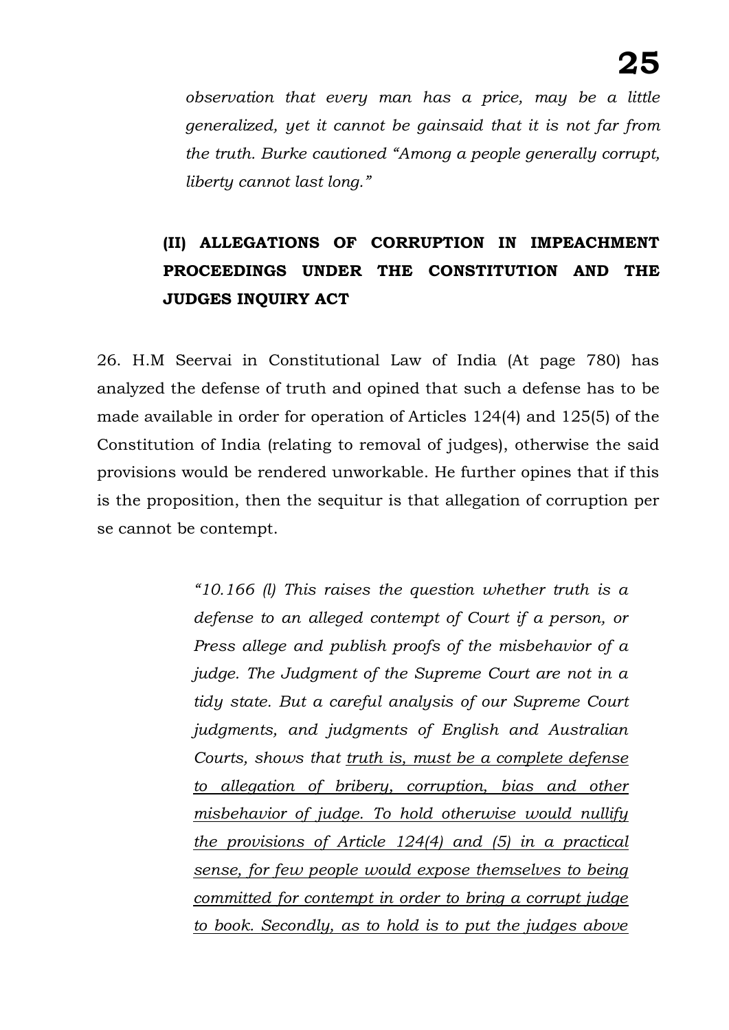*observation that every man has a price, may be a little generalized, yet it cannot be gainsaid that it is not far from the truth. Burke cautioned "Among a people generally corrupt, liberty cannot last long."*

## (II) ALLEGATIONS OF CORRUPTION IN IMPEACHMENT PROCEEDINGS UNDER THE CONSTITUTION AND THE JUDGES INQUIRY ACT

26. H.M Seervai in Constitutional Law of India (At page 780) has analyzed the defense of truth and opined that such a defense has to be made available in order for operation of Articles 124(4) and 125(5) of the Constitution of India (relating to removal of judges), otherwise the said provisions would be rendered unworkable. He further opines that if this is the proposition, then the sequitur is that allegation of corruption per se cannot be contempt.

> *"10.166 (l) This raises the question whether truth is a defense to an alleged contempt of Court if a person, or Press allege and publish proofs of the misbehavior of a judge. The Judgment of the Supreme Court are not in a tidy state. But a careful analysis of our Supreme Court judgments, and judgments of English and Australian Courts, shows that <u>truth is, must be a complete defense to allegation of bribery, corruption, bias and other misbehavior of judge. To hold otherwise would nullify the provisions of Article 124(4) and (5) in a practical sense, for few people would expose themselves to being committed for contempt in order to bring a corrupt judge to book. Secondly, as to hold is to put the judges above</u>*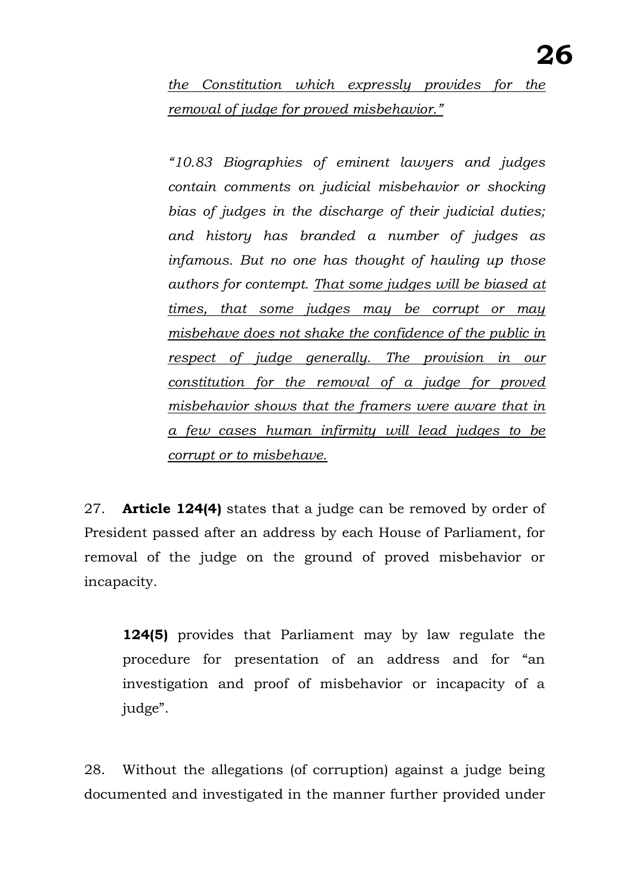> *<u>the Constitution which expressly provides for the removal of judge for proved misbehavior."</u>*
>
> *"10.83 Biographies of eminent lawyers and judges contain comments on judicial misbehavior or shocking bias of judges in the discharge of their judicial duties; and history has branded a number of judges as infamous. But no one has thought of hauling up those authors for contempt. <u>That some judges will be biased at times, that some judges may be corrupt or may misbehave does not shake the confidence of the public in respect of judge generally. The provision in our constitution for the removal of a judge for proved misbehavior shows that the framers were aware that in a few cases human infirmity will lead judges to be corrupt or to misbehave.</u>*

27. **Article 124(4)** states that a judge can be removed by order of President passed after an address by each House of Parliament, for removal of the judge on the ground of proved misbehavior or incapacity.

> **124(5)** provides that Parliament may by law regulate the procedure for presentation of an address and for "an investigation and proof of misbehavior or incapacity of a judge".

28. Without the allegations (of corruption) against a judge being documented and investigated in the manner further provided under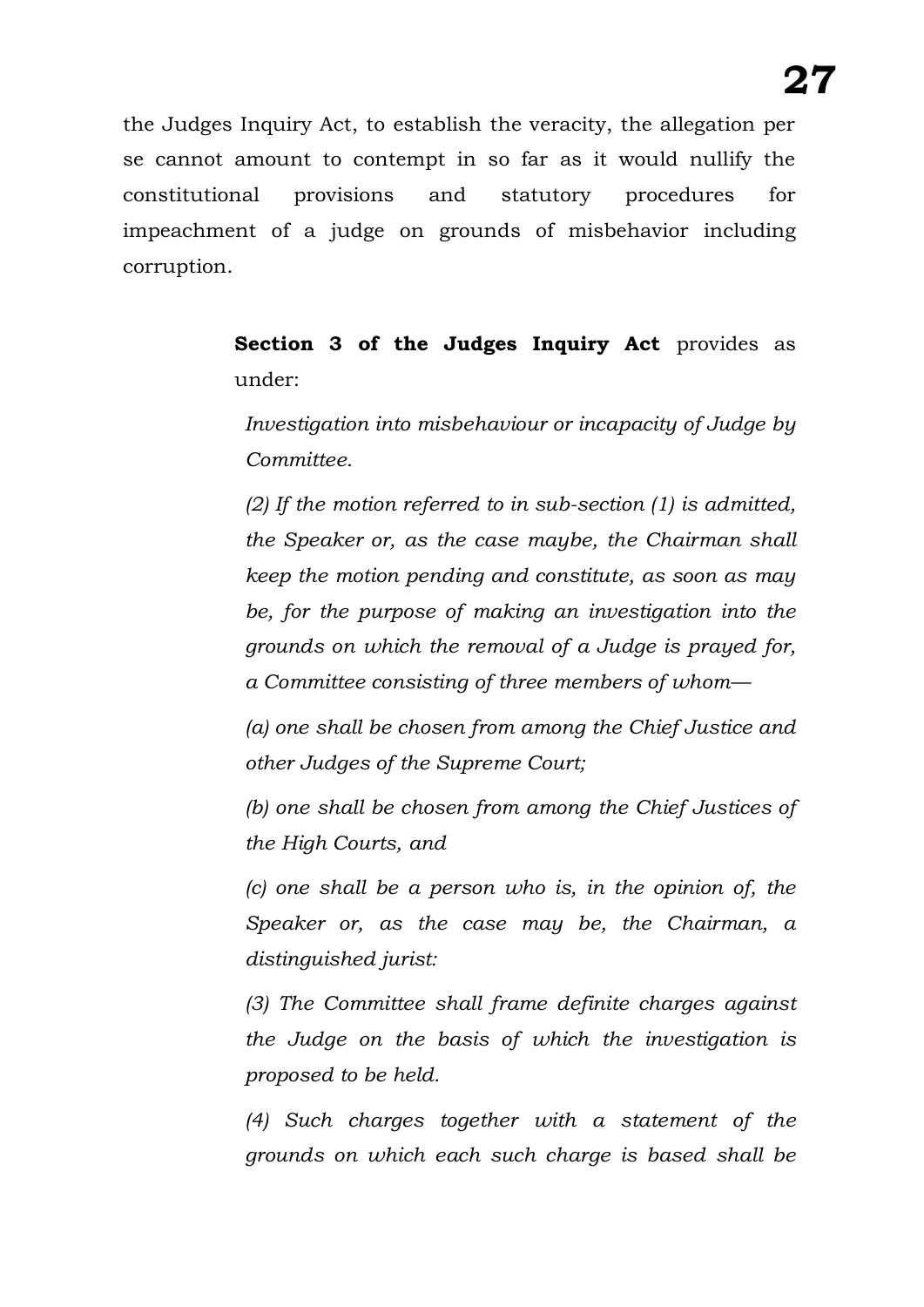the Judges Inquiry Act, to establish the veracity, the allegation per se cannot amount to contempt in so far as it would nullify the constitutional provisions and statutory procedures for impeachment of a judge on grounds of misbehavior including corruption.

> **Section 3 of the Judges Inquiry Act** provides as under:
>
> *Investigation into misbehaviour or incapacity of Judge by Committee.*
>
> *(2) If the motion referred to in sub-section (1) is admitted, the Speaker or, as the case maybe, the Chairman shall keep the motion pending and constitute, as soon as may be, for the purpose of making an investigation into the grounds on which the removal of a Judge is prayed for, a Committee consisting of three members of whom—*
>
> *(a) one shall be chosen from among the Chief Justice and other Judges of the Supreme Court;*
>
> *(b) one shall be chosen from among the Chief Justices of the High Courts, and*
>
> *(c) one shall be a person who is, in the opinion of, the Speaker or, as the case may be, the Chairman, a distinguished jurist:*
>
> *(3) The Committee shall frame definite charges against the Judge on the basis of which the investigation is proposed to be held.*
>
> *(4) Such charges together with a statement of the grounds on which each such charge is based shall be*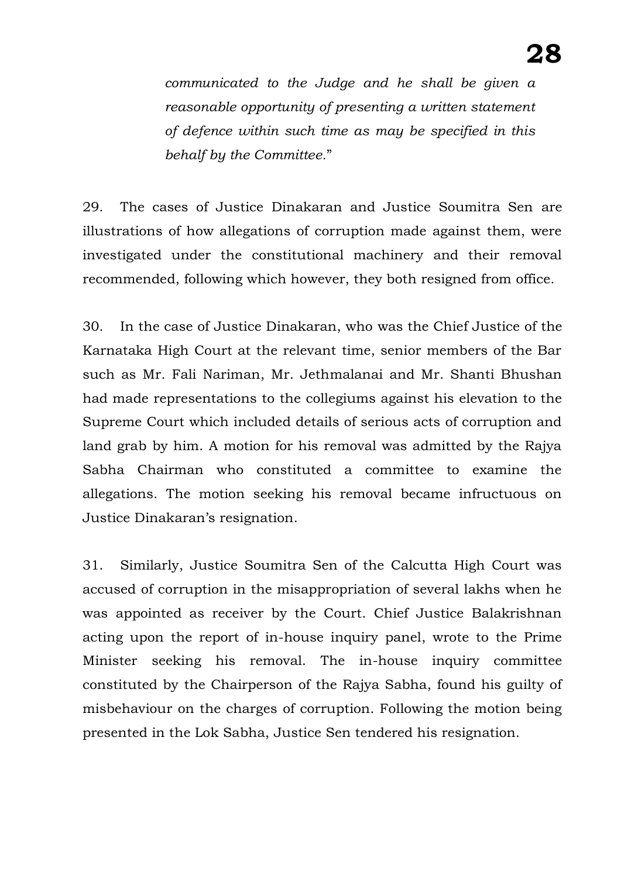*communicated to the Judge and he shall be given a reasonable opportunity of presenting a written statement of defence within such time as may be specified in this behalf by the Committee.*"

29. The cases of Justice Dinakaran and Justice Soumitra Sen are illustrations of how allegations of corruption made against them, were investigated under the constitutional machinery and their removal recommended, following which however, they both resigned from office.

30. In the case of Justice Dinakaran, who was the Chief Justice of the Karnataka High Court at the relevant time, senior members of the Bar such as Mr. Fali Nariman, Mr. Jethmalanai and Mr. Shanti Bhushan had made representations to the collegiums against his elevation to the Supreme Court which included details of serious acts of corruption and land grab by him. A motion for his removal was admitted by the Rajya Sabha Chairman who constituted a committee to examine the allegations. The motion seeking his removal became infructuous on Justice Dinakaran's resignation.

31. Similarly, Justice Soumitra Sen of the Calcutta High Court was accused of corruption in the misappropriation of several lakhs when he was appointed as receiver by the Court. Chief Justice Balakrishnan acting upon the report of in-house inquiry panel, wrote to the Prime Minister seeking his removal. The in-house inquiry committee constituted by the Chairperson of the Rajya Sabha, found his guilty of misbehaviour on the charges of corruption. Following the motion being presented in the Lok Sabha, Justice Sen tendered his resignation.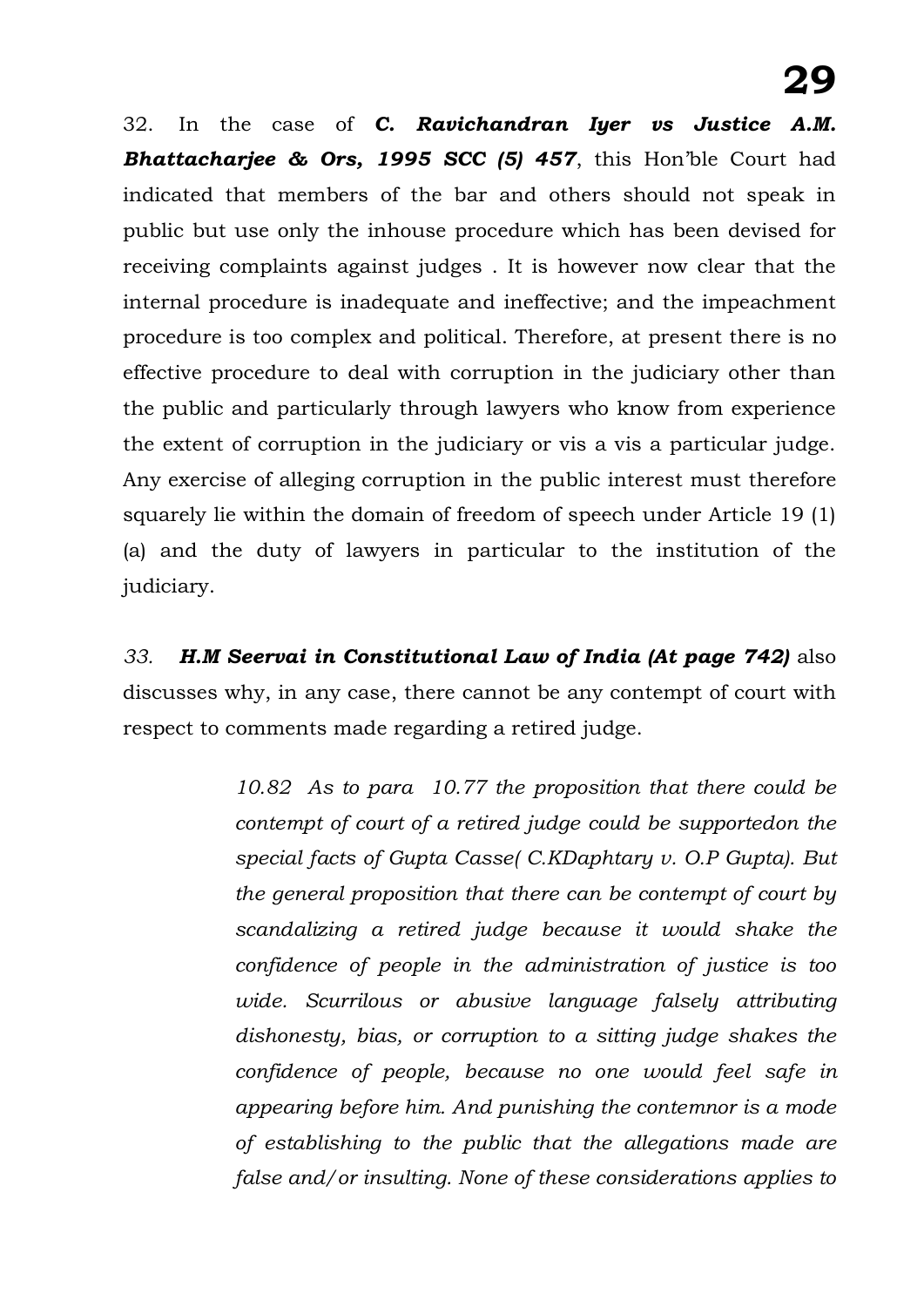32. In the case of ***C. Ravichandran Iyer vs Justice A.M. Bhattacharjee & Ors, 1995 SCC (5) 457***, this Hon'ble Court had indicated that members of the bar and others should not speak in public but use only the inhouse procedure which has been devised for receiving complaints against judges . It is however now clear that the internal procedure is inadequate and ineffective; and the impeachment procedure is too complex and political. Therefore, at present there is no effective procedure to deal with corruption in the judiciary other than the public and particularly through lawyers who know from experience the extent of corruption in the judiciary or vis a vis a particular judge. Any exercise of alleging corruption in the public interest must therefore squarely lie within the domain of freedom of speech under Article 19 (1) (a) and the duty of lawyers in particular to the institution of the judiciary.

*33.* ***H.M Seervai in Constitutional Law of India (At page 742)*** also discusses why, in any case, there cannot be any contempt of court with respect to comments made regarding a retired judge.

> *10.82 As to para 10.77 the proposition that there could be contempt of court of a retired judge could be supportedon the special facts of Gupta Casse( C.KDaphtary v. O.P Gupta). But the general proposition that there can be contempt of court by scandalizing a retired judge because it would shake the confidence of people in the administration of justice is too wide. Scurrilous or abusive language falsely attributing dishonesty, bias, or corruption to a sitting judge shakes the confidence of people, because no one would feel safe in appearing before him. And punishing the contemnor is a mode of establishing to the public that the allegations made are false and/or insulting. None of these considerations applies to*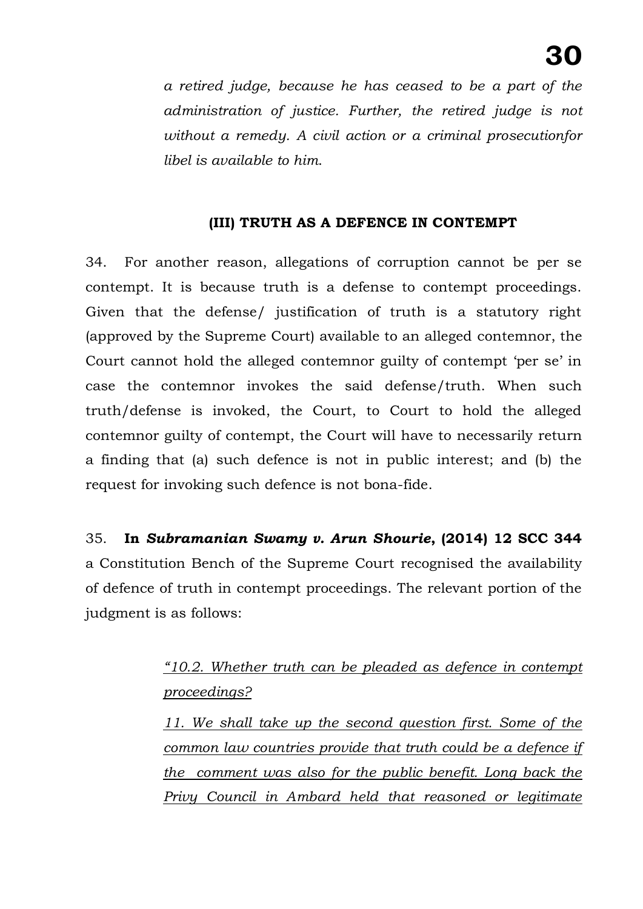*a retired judge, because he has ceased to be a part of the administration of justice. Further, the retired judge is not without a remedy. A civil action or a criminal prosecutionfor libel is available to him.*

### (III) TRUTH AS A DEFENCE IN CONTEMPT

34. For another reason, allegations of corruption cannot be per se contempt. It is because truth is a defense to contempt proceedings. Given that the defense/ justification of truth is a statutory right (approved by the Supreme Court) available to an alleged contemnor, the Court cannot hold the alleged contemnor guilty of contempt 'per se' in case the contemnor invokes the said defense/truth. When such truth/defense is invoked, the Court, to Court to hold the alleged contemnor guilty of contempt, the Court will have to necessarily return a finding that (a) such defence is not in public interest; and (b) the request for invoking such defence is not bona-fide.

35. **In *Subramanian Swamy v. Arun Shourie*, (2014) 12 SCC 344** a Constitution Bench of the Supreme Court recognised the availability of defence of truth in contempt proceedings. The relevant portion of the judgment is as follows:

> <u>*"10.2. Whether truth can be pleaded as defence in contempt proceedings?*</u>
>
> <u>*11. We shall take up the second question first. Some of the common law countries provide that truth could be a defence if the comment was also for the public benefit. Long back the Privy Council in Ambard held that reasoned or legitimate*</u>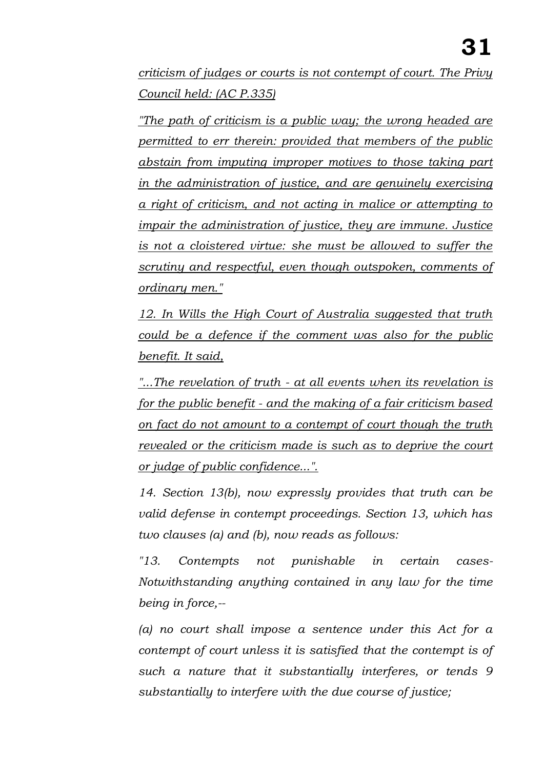*criticism of judges or courts is not contempt of court. The Privy Council held: (AC P.335)*

*"The path of criticism is a public way; the wrong headed are permitted to err therein: provided that members of the public abstain from imputing improper motives to those taking part in the administration of justice, and are genuinely exercising a right of criticism, and not acting in malice or attempting to impair the administration of justice, they are immune. Justice is not a cloistered virtue: she must be allowed to suffer the scrutiny and respectful, even though outspoken, comments of ordinary men."*

*12. In Wills the High Court of Australia suggested that truth could be a defence if the comment was also for the public benefit. It said,*

*"...The revelation of truth - at all events when its revelation is for the public benefit - and the making of a fair criticism based on fact do not amount to a contempt of court though the truth revealed or the criticism made is such as to deprive the court or judge of public confidence...".*

*14. Section 13(b), now expressly provides that truth can be valid defense in contempt proceedings. Section 13, which has two clauses (a) and (b), now reads as follows:*

*"13. Contempts not punishable in certain cases- Notwithstanding anything contained in any law for the time being in force,--*

*(a) no court shall impose a sentence under this Act for a contempt of court unless it is satisfied that the contempt is of such a nature that it substantially interferes, or tends 9 substantially to interfere with the due course of justice;*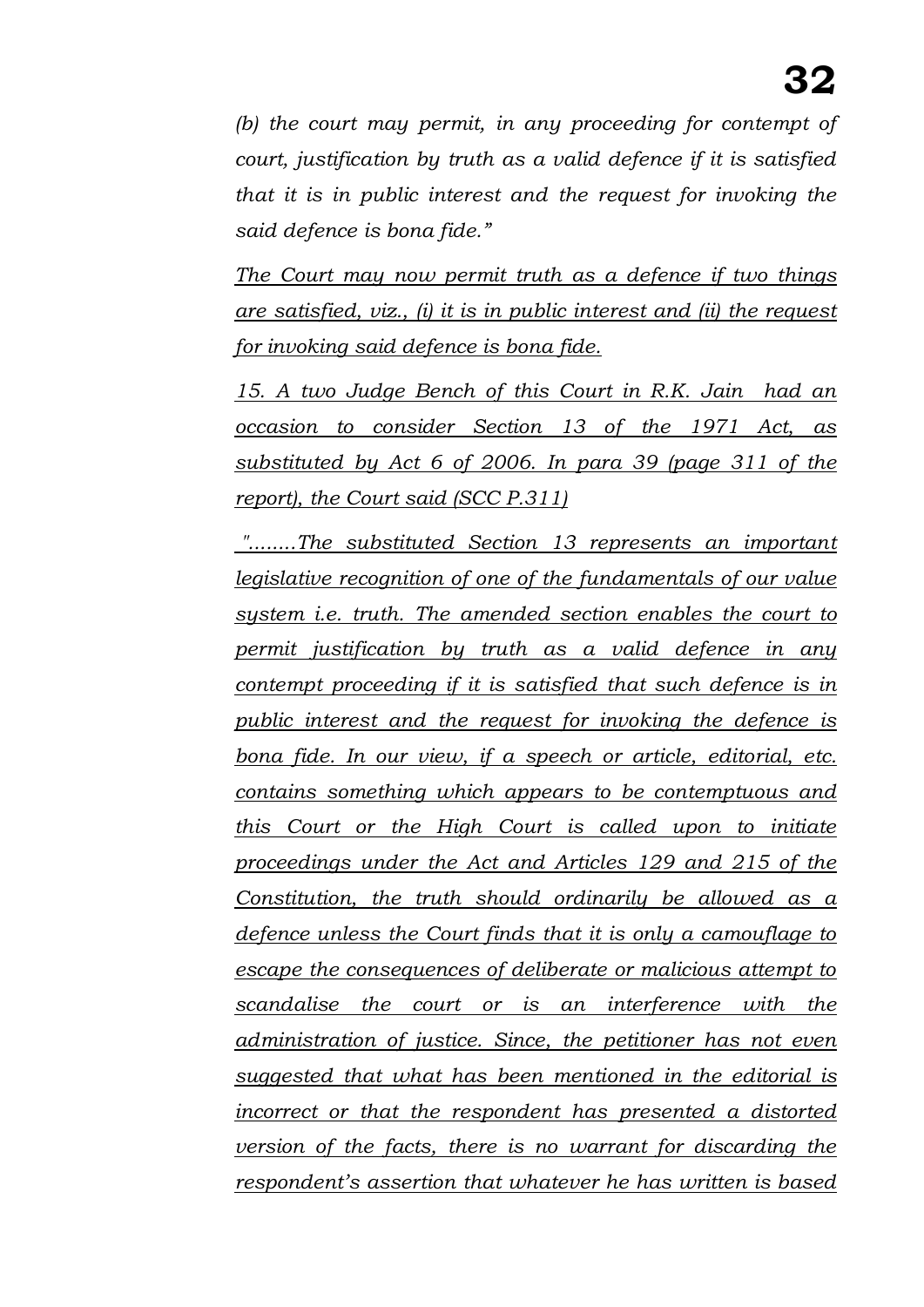*(b) the court may permit, in any proceeding for contempt of court, justification by truth as a valid defence if it is satisfied that it is in public interest and the request for invoking the said defence is bona fide."*

*The Court may now permit truth as a defence if two things are satisfied, viz., (i) it is in public interest and (ii) the request for invoking said defence is bona fide.*

*15. A two Judge Bench of this Court in R.K. Jain had an occasion to consider Section 13 of the 1971 Act, as substituted by Act 6 of 2006. In para 39 (page 311 of the report), the Court said (SCC P.311)*

*"........The substituted Section 13 represents an important legislative recognition of one of the fundamentals of our value system i.e. truth. The amended section enables the court to permit justification by truth as a valid defence in any contempt proceeding if it is satisfied that such defence is in public interest and the request for invoking the defence is bona fide. In our view, if a speech or article, editorial, etc. contains something which appears to be contemptuous and this Court or the High Court is called upon to initiate proceedings under the Act and Articles 129 and 215 of the Constitution, the truth should ordinarily be allowed as a defence unless the Court finds that it is only a camouflage to escape the consequences of deliberate or malicious attempt to scandalise the court or is an interference with the administration of justice. Since, the petitioner has not even suggested that what has been mentioned in the editorial is incorrect or that the respondent has presented a distorted version of the facts, there is no warrant for discarding the respondent's assertion that whatever he has written is based*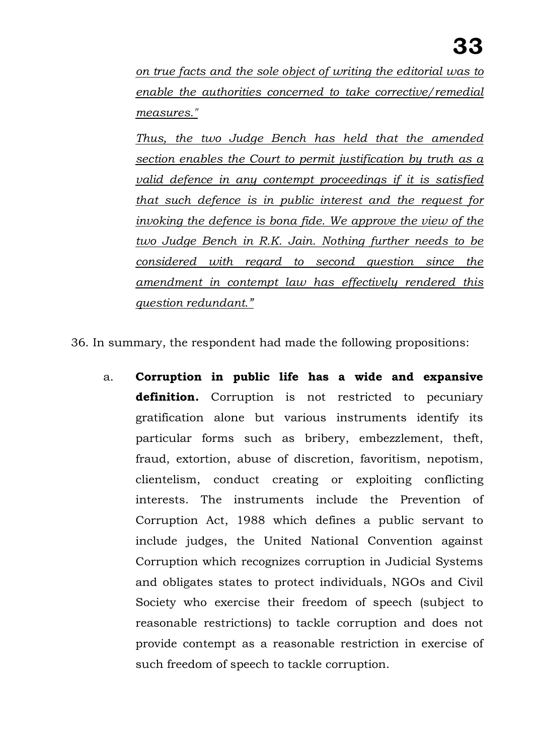*on true facts and the sole object of writing the editorial was to enable the authorities concerned to take corrective/remedial measures."*

*Thus, the two Judge Bench has held that the amended section enables the Court to permit justification by truth as a valid defence in any contempt proceedings if it is satisfied that such defence is in public interest and the request for invoking the defence is bona fide. We approve the view of the two Judge Bench in R.K. Jain. Nothing further needs to be considered with regard to second question since the amendment in contempt law has effectively rendered this question redundant."*

36. In summary, the respondent had made the following propositions:

a. **Corruption in public life has a wide and expansive definition.** Corruption is not restricted to pecuniary gratification alone but various instruments identify its particular forms such as bribery, embezzlement, theft, fraud, extortion, abuse of discretion, favoritism, nepotism, clientelism, conduct creating or exploiting conflicting interests. The instruments include the Prevention of Corruption Act, 1988 which defines a public servant to include judges, the United National Convention against Corruption which recognizes corruption in Judicial Systems and obligates states to protect individuals, NGOs and Civil Society who exercise their freedom of speech (subject to reasonable restrictions) to tackle corruption and does not provide contempt as a reasonable restriction in exercise of such freedom of speech to tackle corruption.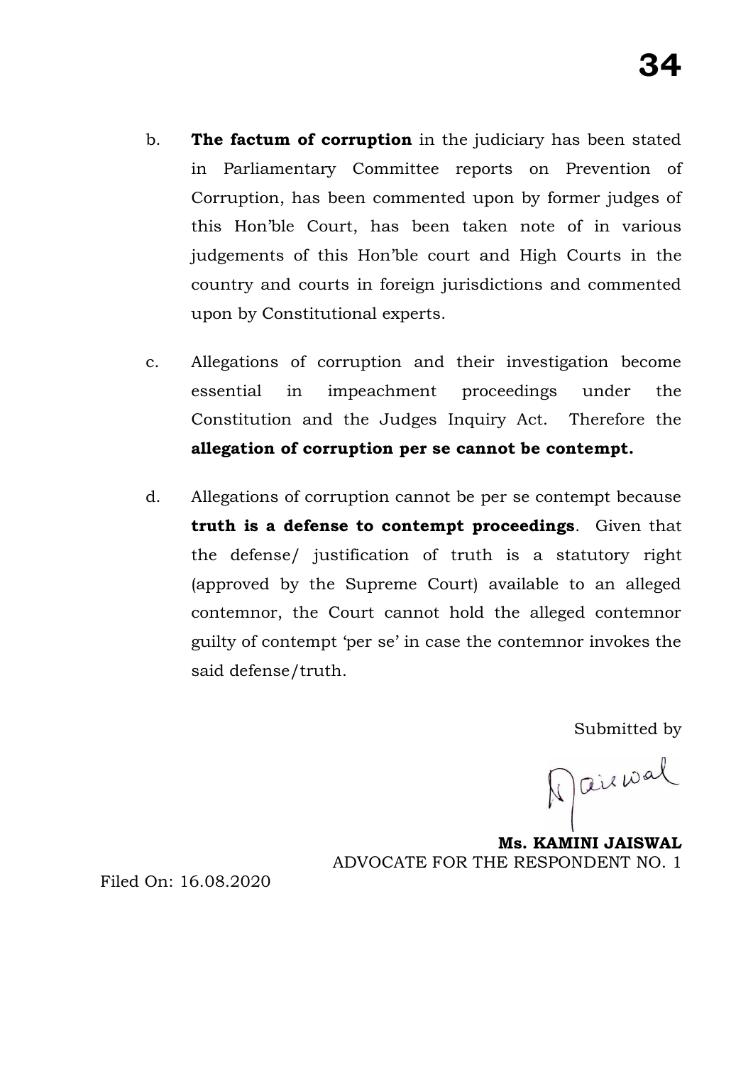b. **The factum of corruption** in the judiciary has been stated in Parliamentary Committee reports on Prevention of Corruption, has been commented upon by former judges of this Hon'ble Court, has been taken note of in various judgements of this Hon'ble court and High Courts in the country and courts in foreign jurisdictions and commented upon by Constitutional experts.

c. Allegations of corruption and their investigation become essential in impeachment proceedings under the Constitution and the Judges Inquiry Act. Therefore the **allegation of corruption per se cannot be contempt.**

d. Allegations of corruption cannot be per se contempt because **truth is a defense to contempt proceedings**. Given that the defense/ justification of truth is a statutory right (approved by the Supreme Court) available to an alleged contemnor, the Court cannot hold the alleged contemnor guilty of contempt 'per se' in case the contemnor invokes the said defense/truth.

Submitted by

**Ms. KAMINI JAISWAL**
ADVOCATE FOR THE RESPONDENT NO. 1

Filed On: 16.08.2020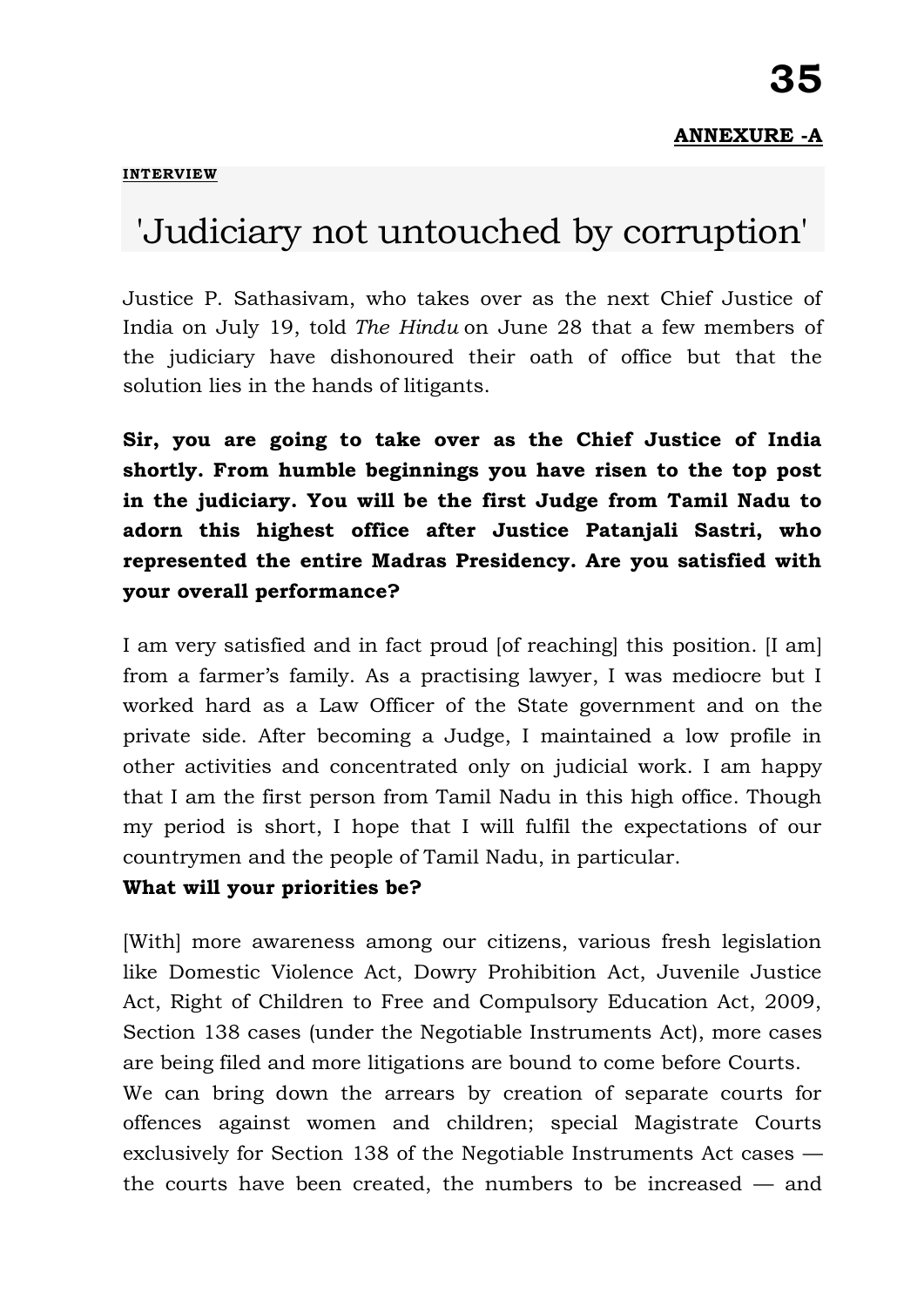**ANNEXURE -A**

**INTERVIEW**

# 'Judiciary not untouched by corruption'

Justice P. Sathasivam, who takes over as the next Chief Justice of India on July 19, told *The Hindu* on June 28 that a few members of the judiciary have dishonoured their oath of office but that the solution lies in the hands of litigants.

**Sir, you are going to take over as the Chief Justice of India shortly. From humble beginnings you have risen to the top post in the judiciary. You will be the first Judge from Tamil Nadu to adorn this highest office after Justice Patanjali Sastri, who represented the entire Madras Presidency. Are you satisfied with your overall performance?**

I am very satisfied and in fact proud [of reaching] this position. [I am] from a farmer's family. As a practising lawyer, I was mediocre but I worked hard as a Law Officer of the State government and on the private side. After becoming a Judge, I maintained a low profile in other activities and concentrated only on judicial work. I am happy that I am the first person from Tamil Nadu in this high office. Though my period is short, I hope that I will fulfil the expectations of our countrymen and the people of Tamil Nadu, in particular.

**What will your priorities be?**

[With] more awareness among our citizens, various fresh legislation like Domestic Violence Act, Dowry Prohibition Act, Juvenile Justice Act, Right of Children to Free and Compulsory Education Act, 2009, Section 138 cases (under the Negotiable Instruments Act), more cases are being filed and more litigations are bound to come before Courts.

We can bring down the arrears by creation of separate courts for offences against women and children; special Magistrate Courts exclusively for Section 138 of the Negotiable Instruments Act cases — the courts have been created, the numbers to be increased — and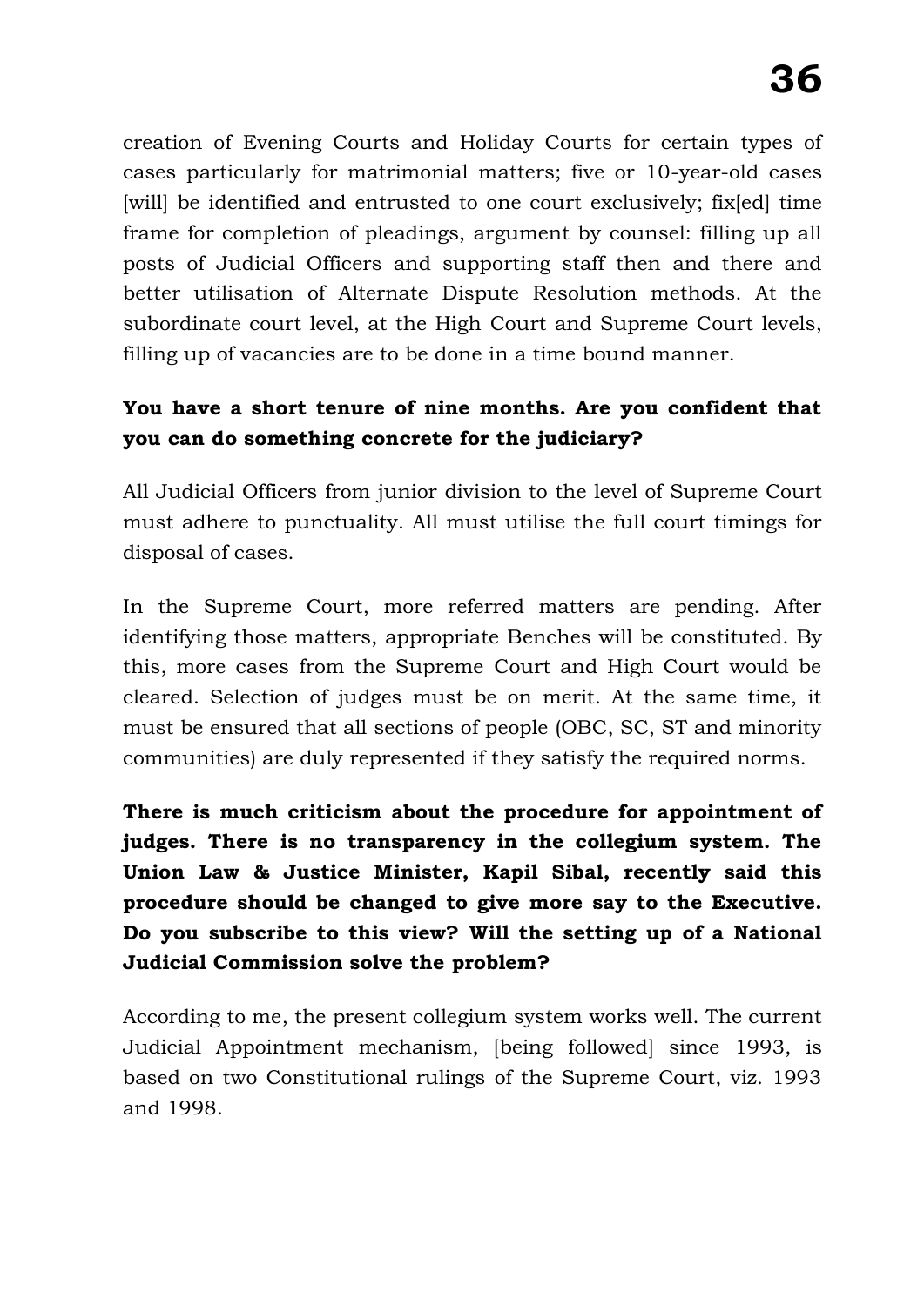creation of Evening Courts and Holiday Courts for certain types of cases particularly for matrimonial matters; five or 10-year-old cases [will] be identified and entrusted to one court exclusively; fix[ed] time frame for completion of pleadings, argument by counsel: filling up all posts of Judicial Officers and supporting staff then and there and better utilisation of Alternate Dispute Resolution methods. At the subordinate court level, at the High Court and Supreme Court levels, filling up of vacancies are to be done in a time bound manner.

**You have a short tenure of nine months. Are you confident that you can do something concrete for the judiciary?**

All Judicial Officers from junior division to the level of Supreme Court must adhere to punctuality. All must utilise the full court timings for disposal of cases.

In the Supreme Court, more referred matters are pending. After identifying those matters, appropriate Benches will be constituted. By this, more cases from the Supreme Court and High Court would be cleared. Selection of judges must be on merit. At the same time, it must be ensured that all sections of people (OBC, SC, ST and minority communities) are duly represented if they satisfy the required norms.

**There is much criticism about the procedure for appointment of judges. There is no transparency in the collegium system. The Union Law & Justice Minister, Kapil Sibal, recently said this procedure should be changed to give more say to the Executive. Do you subscribe to this view? Will the setting up of a National Judicial Commission solve the problem?**

According to me, the present collegium system works well. The current Judicial Appointment mechanism, [being followed] since 1993, is based on two Constitutional rulings of the Supreme Court, viz. 1993 and 1998.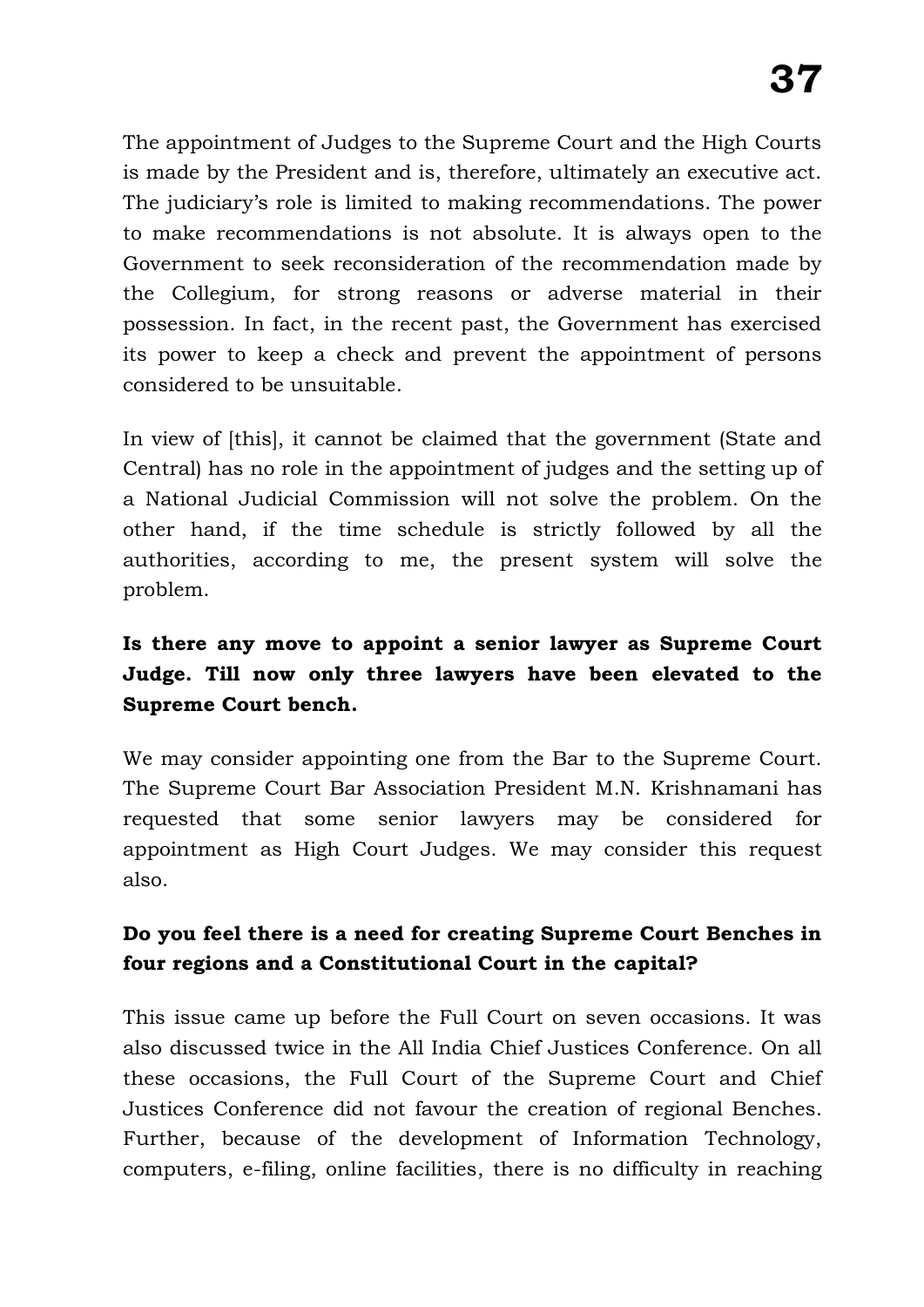The appointment of Judges to the Supreme Court and the High Courts is made by the President and is, therefore, ultimately an executive act. The judiciary's role is limited to making recommendations. The power to make recommendations is not absolute. It is always open to the Government to seek reconsideration of the recommendation made by the Collegium, for strong reasons or adverse material in their possession. In fact, in the recent past, the Government has exercised its power to keep a check and prevent the appointment of persons considered to be unsuitable.

In view of [this], it cannot be claimed that the government (State and Central) has no role in the appointment of judges and the setting up of a National Judicial Commission will not solve the problem. On the other hand, if the time schedule is strictly followed by all the authorities, according to me, the present system will solve the problem.

**Is there any move to appoint a senior lawyer as Supreme Court Judge. Till now only three lawyers have been elevated to the Supreme Court bench.**

We may consider appointing one from the Bar to the Supreme Court. The Supreme Court Bar Association President M.N. Krishnamani has requested that some senior lawyers may be considered for appointment as High Court Judges. We may consider this request also.

**Do you feel there is a need for creating Supreme Court Benches in four regions and a Constitutional Court in the capital?**

This issue came up before the Full Court on seven occasions. It was also discussed twice in the All India Chief Justices Conference. On all these occasions, the Full Court of the Supreme Court and Chief Justices Conference did not favour the creation of regional Benches. Further, because of the development of Information Technology, computers, e-filing, online facilities, there is no difficulty in reaching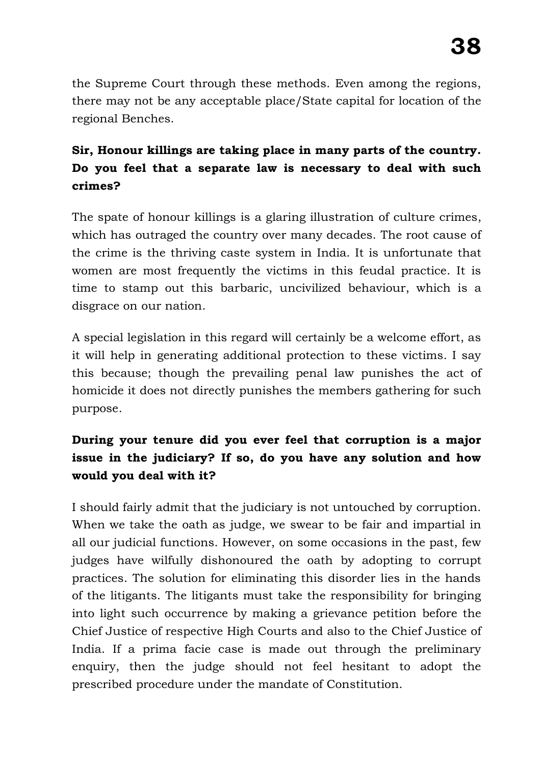the Supreme Court through these methods. Even among the regions, there may not be any acceptable place/State capital for location of the regional Benches.

**Sir, Honour killings are taking place in many parts of the country. Do you feel that a separate law is necessary to deal with such crimes?**

The spate of honour killings is a glaring illustration of culture crimes, which has outraged the country over many decades. The root cause of the crime is the thriving caste system in India. It is unfortunate that women are most frequently the victims in this feudal practice. It is time to stamp out this barbaric, uncivilized behaviour, which is a disgrace on our nation.

A special legislation in this regard will certainly be a welcome effort, as it will help in generating additional protection to these victims. I say this because; though the prevailing penal law punishes the act of homicide it does not directly punishes the members gathering for such purpose.

**During your tenure did you ever feel that corruption is a major issue in the judiciary? If so, do you have any solution and how would you deal with it?**

I should fairly admit that the judiciary is not untouched by corruption. When we take the oath as judge, we swear to be fair and impartial in all our judicial functions. However, on some occasions in the past, few judges have wilfully dishonoured the oath by adopting to corrupt practices. The solution for eliminating this disorder lies in the hands of the litigants. The litigants must take the responsibility for bringing into light such occurrence by making a grievance petition before the Chief Justice of respective High Courts and also to the Chief Justice of India. If a prima facie case is made out through the preliminary enquiry, then the judge should not feel hesitant to adopt the prescribed procedure under the mandate of Constitution.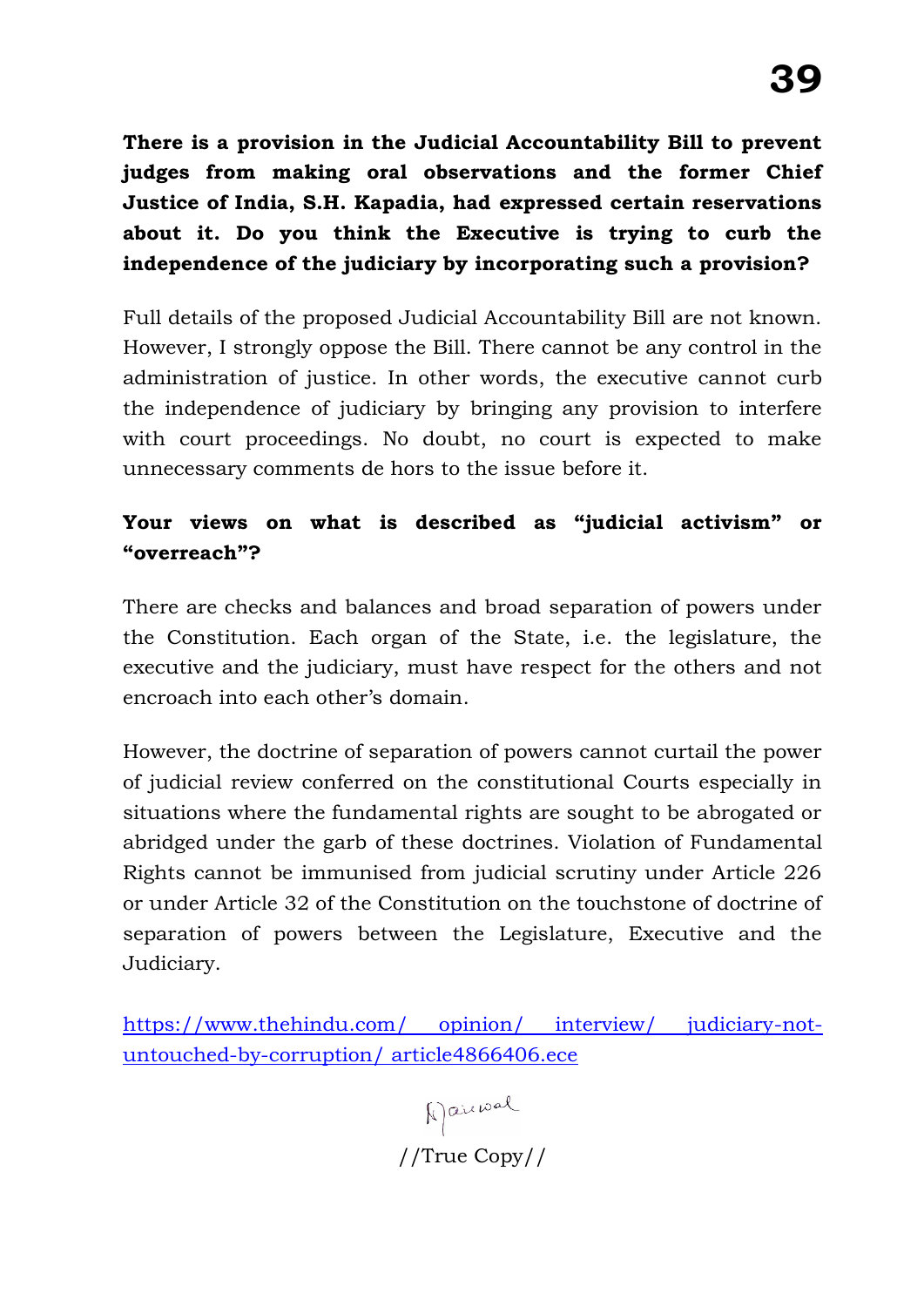**There is a provision in the Judicial Accountability Bill to prevent judges from making oral observations and the former Chief Justice of India, S.H. Kapadia, had expressed certain reservations about it. Do you think the Executive is trying to curb the independence of the judiciary by incorporating such a provision?**

Full details of the proposed Judicial Accountability Bill are not known. However, I strongly oppose the Bill. There cannot be any control in the administration of justice. In other words, the executive cannot curb the independence of judiciary by bringing any provision to interfere with court proceedings. No doubt, no court is expected to make unnecessary comments de hors to the issue before it.

**Your views on what is described as "judicial activism" or "overreach"?**

There are checks and balances and broad separation of powers under the Constitution. Each organ of the State, i.e. the legislature, the executive and the judiciary, must have respect for the others and not encroach into each other's domain.

However, the doctrine of separation of powers cannot curtail the power of judicial review conferred on the constitutional Courts especially in situations where the fundamental rights are sought to be abrogated or abridged under the garb of these doctrines. Violation of Fundamental Rights cannot be immunised from judicial scrutiny under Article 226 or under Article 32 of the Constitution on the touchstone of doctrine of separation of powers between the Legislature, Executive and the Judiciary.

https://www.thehindu.com/ opinion/ interview/ judiciary-not-untouched-by-corruption/ article4866406.ece

//True Copy//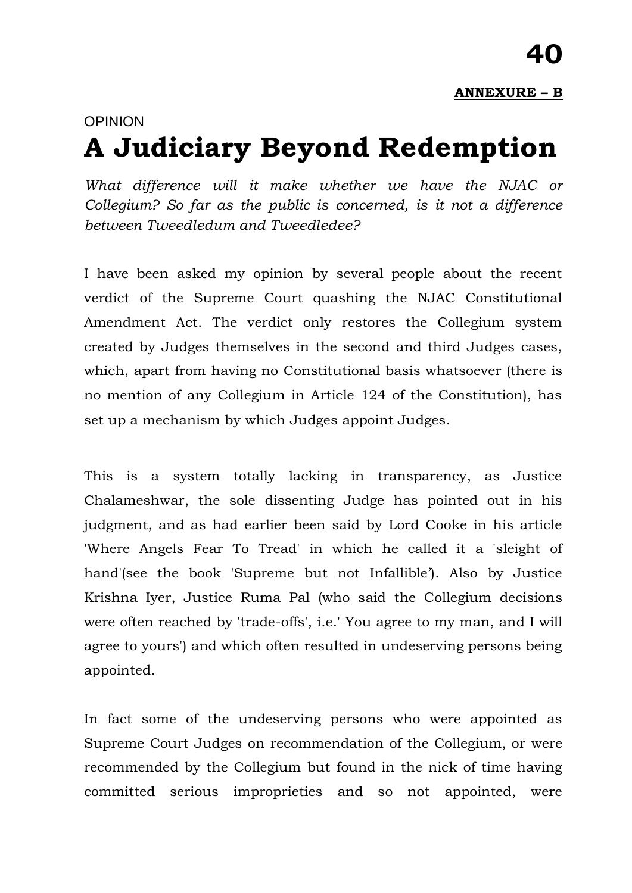**ANNEXURE – B**

OPINION

# A Judiciary Beyond Redemption

*What difference will it make whether we have the NJAC or Collegium? So far as the public is concerned, is it not a difference between Tweedledum and Tweedledee?*

I have been asked my opinion by several people about the recent verdict of the Supreme Court quashing the NJAC Constitutional Amendment Act. The verdict only restores the Collegium system created by Judges themselves in the second and third Judges cases, which, apart from having no Constitutional basis whatsoever (there is no mention of any Collegium in Article 124 of the Constitution), has set up a mechanism by which Judges appoint Judges.

This is a system totally lacking in transparency, as Justice Chalameshwar, the sole dissenting Judge has pointed out in his judgment, and as had earlier been said by Lord Cooke in his article 'Where Angels Fear To Tread' in which he called it a 'sleight of hand'(see the book 'Supreme but not Infallible'). Also by Justice Krishna Iyer, Justice Ruma Pal (who said the Collegium decisions were often reached by 'trade-offs', i.e.' You agree to my man, and I will agree to yours') and which often resulted in undeserving persons being appointed.

In fact some of the undeserving persons who were appointed as Supreme Court Judges on recommendation of the Collegium, or were recommended by the Collegium but found in the nick of time having committed serious improprieties and so not appointed, were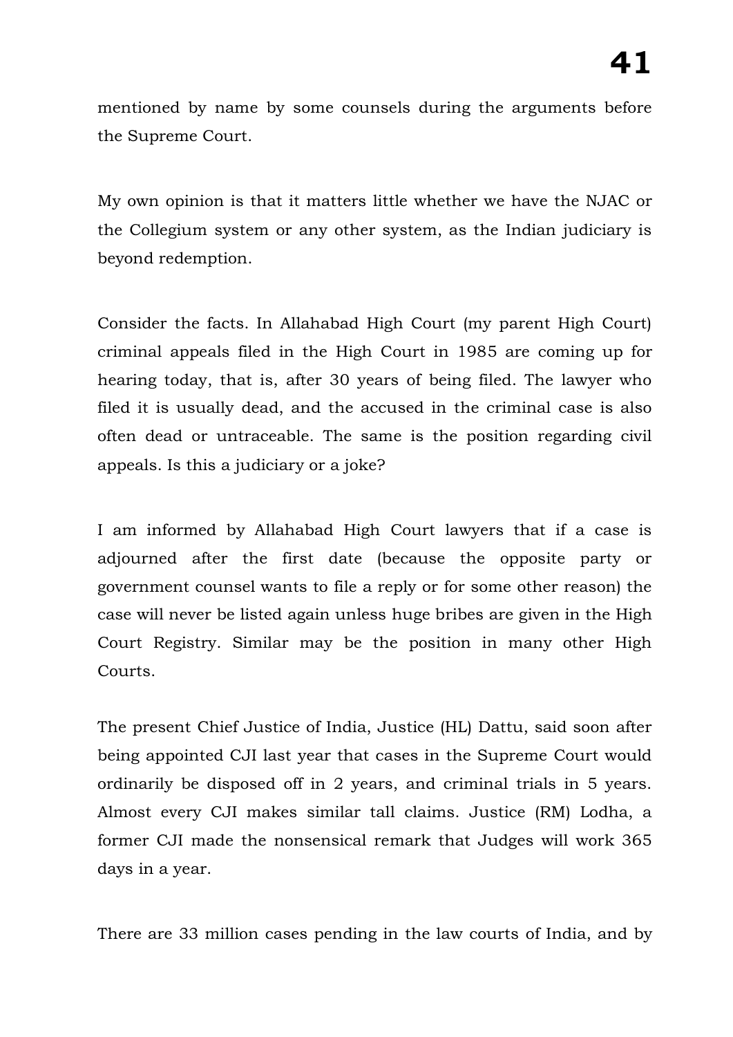mentioned by name by some counsels during the arguments before the Supreme Court.

My own opinion is that it matters little whether we have the NJAC or the Collegium system or any other system, as the Indian judiciary is beyond redemption.

Consider the facts. In Allahabad High Court (my parent High Court) criminal appeals filed in the High Court in 1985 are coming up for hearing today, that is, after 30 years of being filed. The lawyer who filed it is usually dead, and the accused in the criminal case is also often dead or untraceable. The same is the position regarding civil appeals. Is this a judiciary or a joke?

I am informed by Allahabad High Court lawyers that if a case is adjourned after the first date (because the opposite party or government counsel wants to file a reply or for some other reason) the case will never be listed again unless huge bribes are given in the High Court Registry. Similar may be the position in many other High Courts.

The present Chief Justice of India, Justice (HL) Dattu, said soon after being appointed CJI last year that cases in the Supreme Court would ordinarily be disposed off in 2 years, and criminal trials in 5 years. Almost every CJI makes similar tall claims. Justice (RM) Lodha, a former CJI made the nonsensical remark that Judges will work 365 days in a year.

There are 33 million cases pending in the law courts of India, and by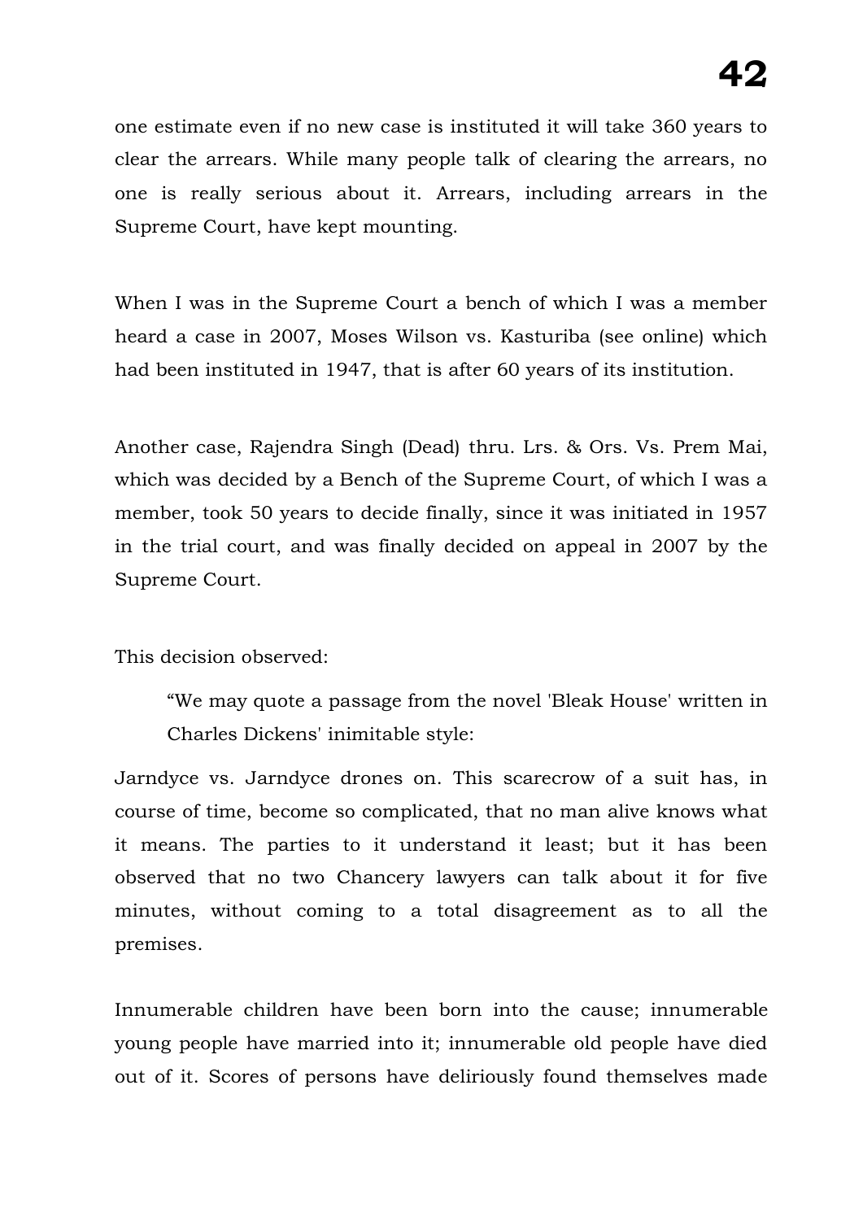one estimate even if no new case is instituted it will take 360 years to clear the arrears. While many people talk of clearing the arrears, no one is really serious about it. Arrears, including arrears in the Supreme Court, have kept mounting.

When I was in the Supreme Court a bench of which I was a member heard a case in 2007, Moses Wilson vs. Kasturiba (see online) which had been instituted in 1947, that is after 60 years of its institution.

Another case, Rajendra Singh (Dead) thru. Lrs. & Ors. Vs. Prem Mai, which was decided by a Bench of the Supreme Court, of which I was a member, took 50 years to decide finally, since it was initiated in 1957 in the trial court, and was finally decided on appeal in 2007 by the Supreme Court.

This decision observed:

> "We may quote a passage from the novel 'Bleak House' written in Charles Dickens' inimitable style:

Jarndyce vs. Jarndyce drones on. This scarecrow of a suit has, in course of time, become so complicated, that no man alive knows what it means. The parties to it understand it least; but it has been observed that no two Chancery lawyers can talk about it for five minutes, without coming to a total disagreement as to all the premises.

Innumerable children have been born into the cause; innumerable young people have married into it; innumerable old people have died out of it. Scores of persons have deliriously found themselves made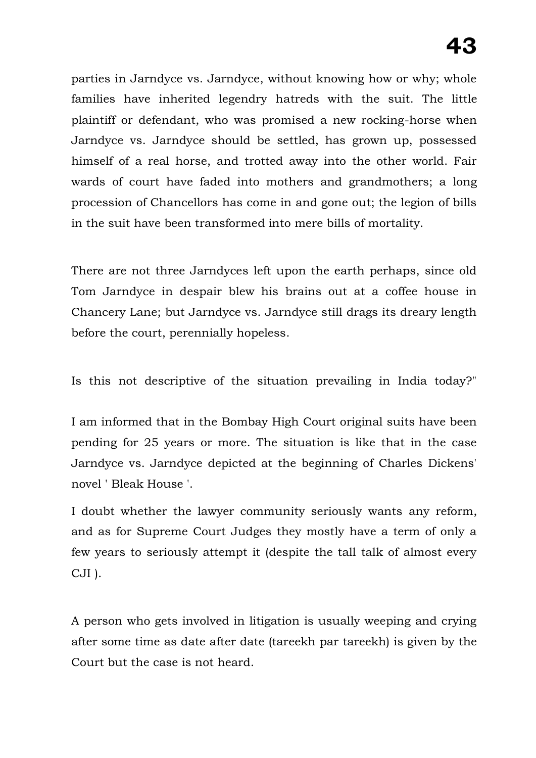parties in Jarndyce vs. Jarndyce, without knowing how or why; whole families have inherited legendry hatreds with the suit. The little plaintiff or defendant, who was promised a new rocking-horse when Jarndyce vs. Jarndyce should be settled, has grown up, possessed himself of a real horse, and trotted away into the other world. Fair wards of court have faded into mothers and grandmothers; a long procession of Chancellors has come in and gone out; the legion of bills in the suit have been transformed into mere bills of mortality.

There are not three Jarndyces left upon the earth perhaps, since old Tom Jarndyce in despair blew his brains out at a coffee house in Chancery Lane; but Jarndyce vs. Jarndyce still drags its dreary length before the court, perennially hopeless.

Is this not descriptive of the situation prevailing in India today?"

I am informed that in the Bombay High Court original suits have been pending for 25 years or more. The situation is like that in the case Jarndyce vs. Jarndyce depicted at the beginning of Charles Dickens' novel ' Bleak House '.

I doubt whether the lawyer community seriously wants any reform, and as for Supreme Court Judges they mostly have a term of only a few years to seriously attempt it (despite the tall talk of almost every CJI ).

A person who gets involved in litigation is usually weeping and crying after some time as date after date (tareekh par tareekh) is given by the Court but the case is not heard.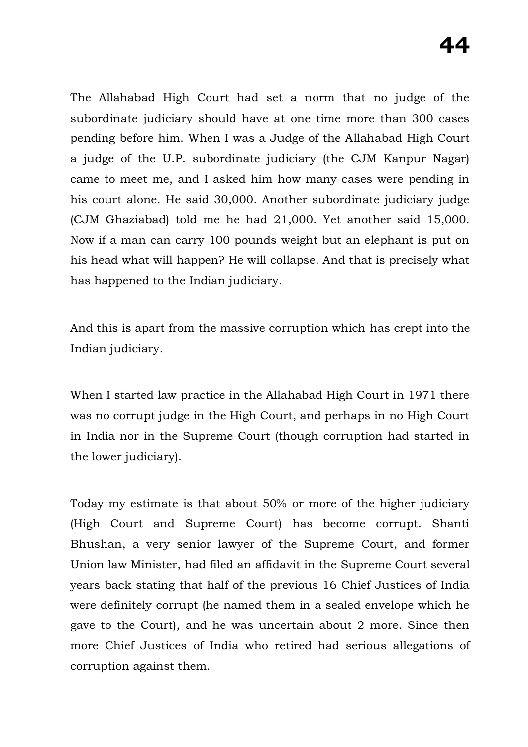The Allahabad High Court had set a norm that no judge of the subordinate judiciary should have at one time more than 300 cases pending before him. When I was a Judge of the Allahabad High Court a judge of the U.P. subordinate judiciary (the CJM Kanpur Nagar) came to meet me, and I asked him how many cases were pending in his court alone. He said 30,000. Another subordinate judiciary judge (CJM Ghaziabad) told me he had 21,000. Yet another said 15,000. Now if a man can carry 100 pounds weight but an elephant is put on his head what will happen? He will collapse. And that is precisely what has happened to the Indian judiciary.

And this is apart from the massive corruption which has crept into the Indian judiciary.

When I started law practice in the Allahabad High Court in 1971 there was no corrupt judge in the High Court, and perhaps in no High Court in India nor in the Supreme Court (though corruption had started in the lower judiciary).

Today my estimate is that about 50% or more of the higher judiciary (High Court and Supreme Court) has become corrupt. Shanti Bhushan, a very senior lawyer of the Supreme Court, and former Union law Minister, had filed an affidavit in the Supreme Court several years back stating that half of the previous 16 Chief Justices of India were definitely corrupt (he named them in a sealed envelope which he gave to the Court), and he was uncertain about 2 more. Since then more Chief Justices of India who retired had serious allegations of corruption against them.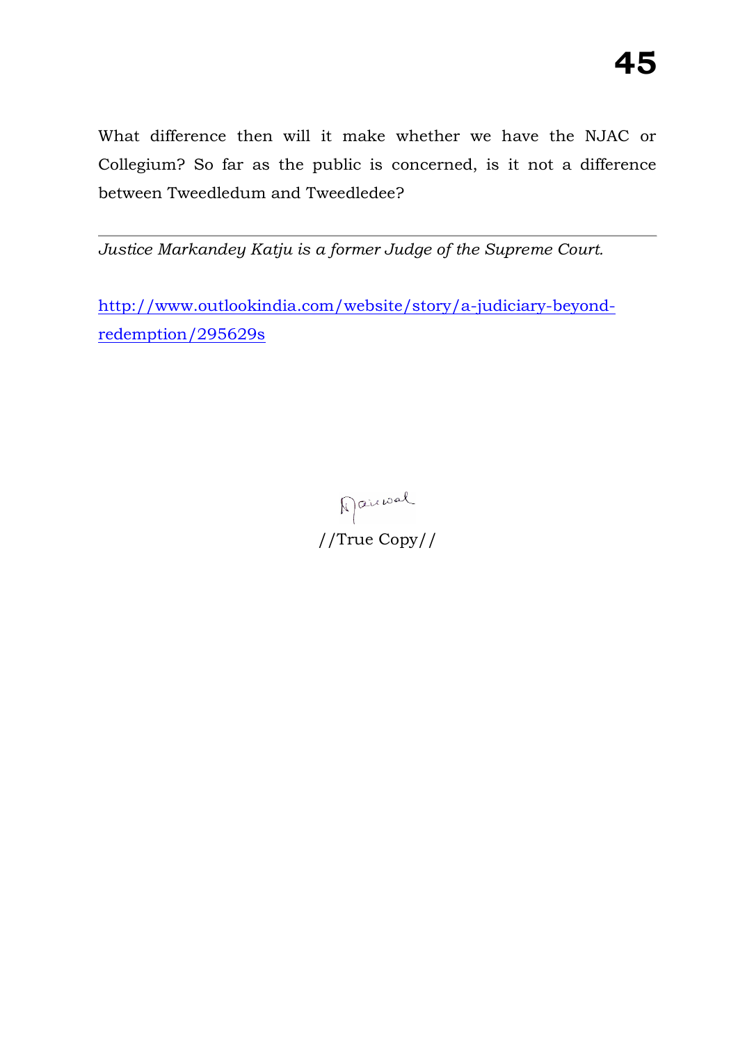What difference then will it make whether we have the NJAC or Collegium? So far as the public is concerned, is it not a difference between Tweedledum and Tweedledee?

---

*Justice Markandey Katju is a former Judge of the Supreme Court.*

[http://www.outlookindia.com/website/story/a-judiciary-beyond-redemption/295629s](http://www.outlookindia.com/website/story/a-judiciary-beyond-redemption/295629s)

//True Copy//